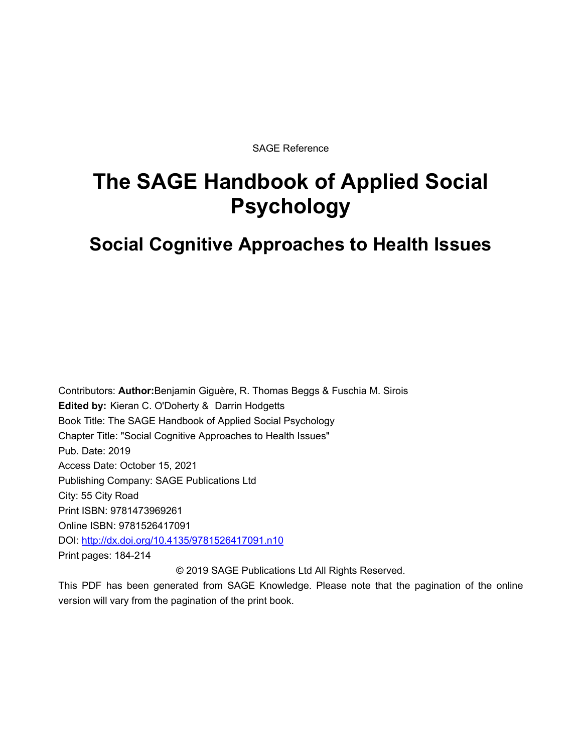SAGE Reference

# The SAGE Handbook of Applied Social Psychology

## Social Cognitive Approaches to Health Issues

Contributors: **Author:**Benjamin Giguère, R. Thomas Beggs & Fuschia M. Sirois

**Edited by:** Kieran C. O'Doherty & Darrin Hodgetts

Book Title: The SAGE Handbook of Applied Social Psychology

Chapter Title: "Social Cognitive Approaches to Health Issues"

Pub. Date: 2019

Access Date: October 15, 2021

Publishing Company: SAGE Publications Ltd

City: 55 City Road

Print ISBN: 9781473969261

Online ISBN: 9781526417091

DOI: http://dx.doi.org/10.4135/9781526417091.n10

Print pages: 184-214

© 2019 SAGE Publications Ltd All Rights Reserved.

This PDF has been generated from SAGE Knowledge. Please note that the pagination of the online version will vary from the pagination of the print book.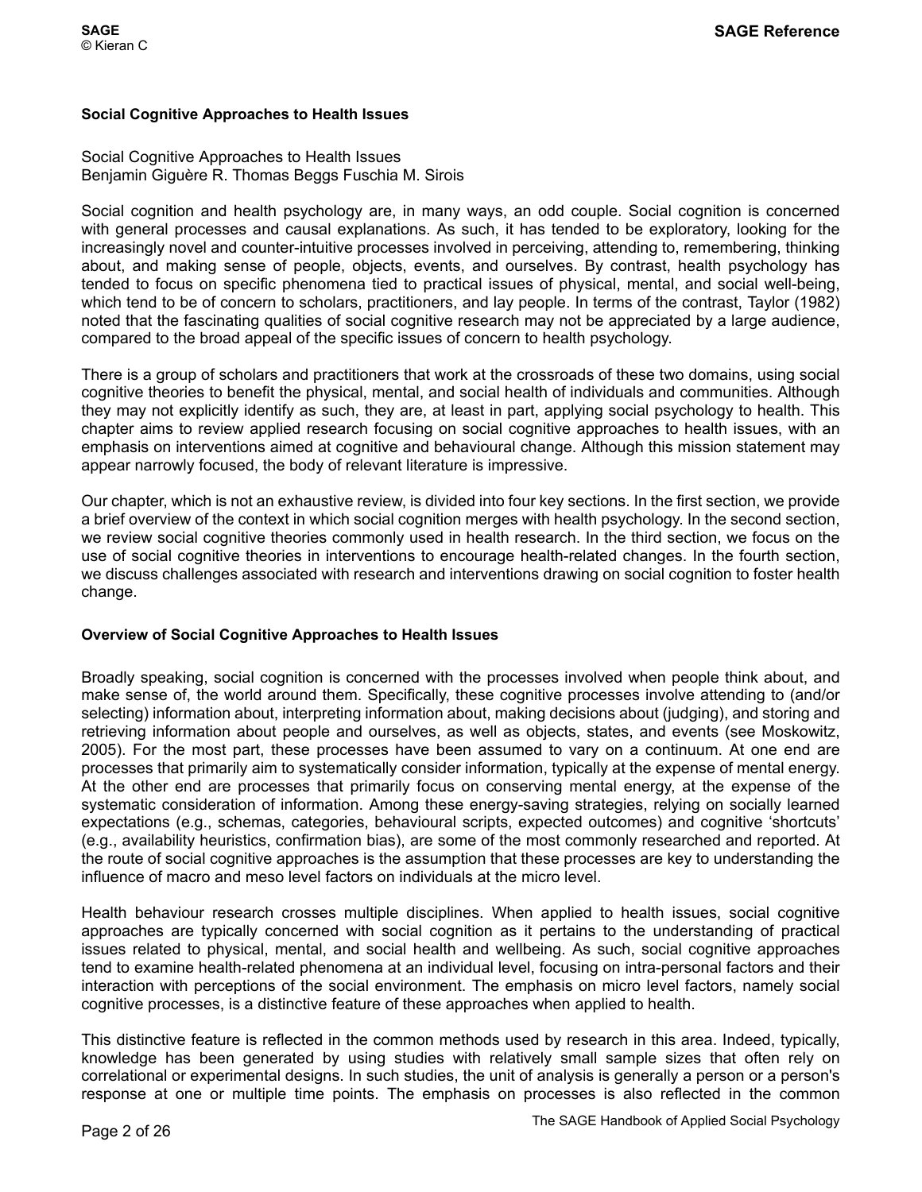**Social Cognitive Approaches to Health Issues**

Social Cognitive Approaches to Health Issues
Benjamin Giguère R. Thomas Beggs Fuschia M. Sirois

Social cognition and health psychology are, in many ways, an odd couple. Social cognition is concerned with general processes and causal explanations. As such, it has tended to be exploratory, looking for the increasingly novel and counter-intuitive processes involved in perceiving, attending to, remembering, thinking about, and making sense of people, objects, events, and ourselves. By contrast, health psychology has tended to focus on specific phenomena tied to practical issues of physical, mental, and social well-being, which tend to be of concern to scholars, practitioners, and lay people. In terms of the contrast, Taylor (1982) noted that the fascinating qualities of social cognitive research may not be appreciated by a large audience, compared to the broad appeal of the specific issues of concern to health psychology.

There is a group of scholars and practitioners that work at the crossroads of these two domains, using social cognitive theories to benefit the physical, mental, and social health of individuals and communities. Although they may not explicitly identify as such, they are, at least in part, applying social psychology to health. This chapter aims to review applied research focusing on social cognitive approaches to health issues, with an emphasis on interventions aimed at cognitive and behavioural change. Although this mission statement may appear narrowly focused, the body of relevant literature is impressive.

Our chapter, which is not an exhaustive review, is divided into four key sections. In the first section, we provide a brief overview of the context in which social cognition merges with health psychology. In the second section, we review social cognitive theories commonly used in health research. In the third section, we focus on the use of social cognitive theories in interventions to encourage health-related changes. In the fourth section, we discuss challenges associated with research and interventions drawing on social cognition to foster health change.

**Overview of Social Cognitive Approaches to Health Issues**

Broadly speaking, social cognition is concerned with the processes involved when people think about, and make sense of, the world around them. Specifically, these cognitive processes involve attending to (and/or selecting) information about, interpreting information about, making decisions about (judging), and storing and retrieving information about people and ourselves, as well as objects, states, and events (see Moskowitz, 2005). For the most part, these processes have been assumed to vary on a continuum. At one end are processes that primarily aim to systematically consider information, typically at the expense of mental energy. At the other end are processes that primarily focus on conserving mental energy, at the expense of the systematic consideration of information. Among these energy-saving strategies, relying on socially learned expectations (e.g., schemas, categories, behavioural scripts, expected outcomes) and cognitive 'shortcuts' (e.g., availability heuristics, confirmation bias), are some of the most commonly researched and reported. At the route of social cognitive approaches is the assumption that these processes are key to understanding the influence of macro and meso level factors on individuals at the micro level.

Health behaviour research crosses multiple disciplines. When applied to health issues, social cognitive approaches are typically concerned with social cognition as it pertains to the understanding of practical issues related to physical, mental, and social health and wellbeing. As such, social cognitive approaches tend to examine health-related phenomena at an individual level, focusing on intra-personal factors and their interaction with perceptions of the social environment. The emphasis on micro level factors, namely social cognitive processes, is a distinctive feature of these approaches when applied to health.

This distinctive feature is reflected in the common methods used by research in this area. Indeed, typically, knowledge has been generated by using studies with relatively small sample sizes that often rely on correlational or experimental designs. In such studies, the unit of analysis is generally a person or a person's response at one or multiple time points. The emphasis on processes is also reflected in the common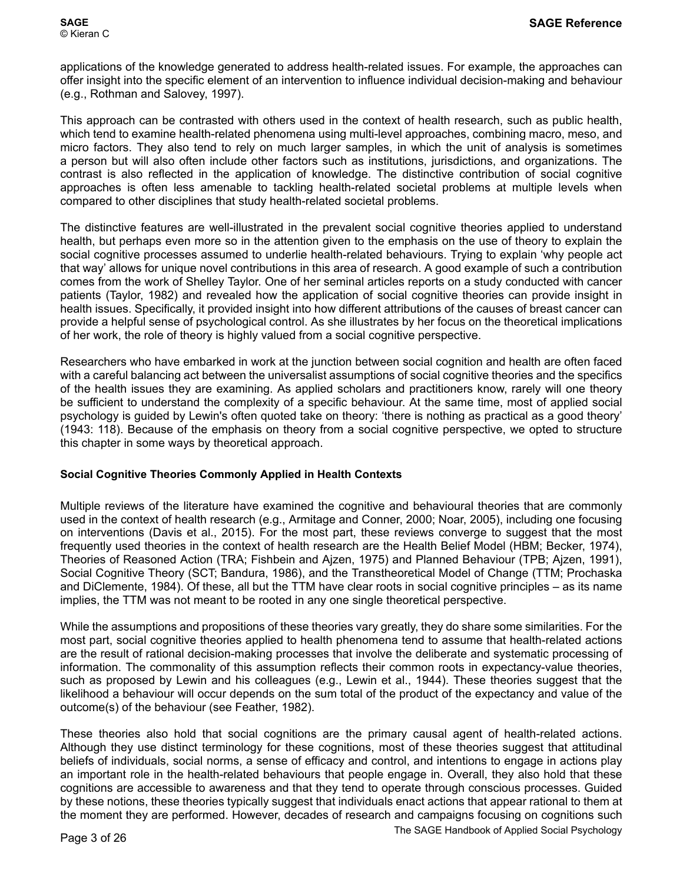applications of the knowledge generated to address health-related issues. For example, the approaches can offer insight into the specific element of an intervention to influence individual decision-making and behaviour (e.g., Rothman and Salovey, 1997).

This approach can be contrasted with others used in the context of health research, such as public health, which tend to examine health-related phenomena using multi-level approaches, combining macro, meso, and micro factors. They also tend to rely on much larger samples, in which the unit of analysis is sometimes a person but will also often include other factors such as institutions, jurisdictions, and organizations. The contrast is also reflected in the application of knowledge. The distinctive contribution of social cognitive approaches is often less amenable to tackling health-related societal problems at multiple levels when compared to other disciplines that study health-related societal problems.

The distinctive features are well-illustrated in the prevalent social cognitive theories applied to understand health, but perhaps even more so in the attention given to the emphasis on the use of theory to explain the social cognitive processes assumed to underlie health-related behaviours. Trying to explain 'why people act that way' allows for unique novel contributions in this area of research. A good example of such a contribution comes from the work of Shelley Taylor. One of her seminal articles reports on a study conducted with cancer patients (Taylor, 1982) and revealed how the application of social cognitive theories can provide insight in health issues. Specifically, it provided insight into how different attributions of the causes of breast cancer can provide a helpful sense of psychological control. As she illustrates by her focus on the theoretical implications of her work, the role of theory is highly valued from a social cognitive perspective.

Researchers who have embarked in work at the junction between social cognition and health are often faced with a careful balancing act between the universalist assumptions of social cognitive theories and the specifics of the health issues they are examining. As applied scholars and practitioners know, rarely will one theory be sufficient to understand the complexity of a specific behaviour. At the same time, most of applied social psychology is guided by Lewin's often quoted take on theory: 'there is nothing as practical as a good theory' (1943: 118). Because of the emphasis on theory from a social cognitive perspective, we opted to structure this chapter in some ways by theoretical approach.

**Social Cognitive Theories Commonly Applied in Health Contexts**

Multiple reviews of the literature have examined the cognitive and behavioural theories that are commonly used in the context of health research (e.g., Armitage and Conner, 2000; Noar, 2005), including one focusing on interventions (Davis et al., 2015). For the most part, these reviews converge to suggest that the most frequently used theories in the context of health research are the Health Belief Model (HBM; Becker, 1974), Theories of Reasoned Action (TRA; Fishbein and Ajzen, 1975) and Planned Behaviour (TPB; Ajzen, 1991), Social Cognitive Theory (SCT; Bandura, 1986), and the Transtheoretical Model of Change (TTM; Prochaska and DiClemente, 1984). Of these, all but the TTM have clear roots in social cognitive principles – as its name implies, the TTM was not meant to be rooted in any one single theoretical perspective.

While the assumptions and propositions of these theories vary greatly, they do share some similarities. For the most part, social cognitive theories applied to health phenomena tend to assume that health-related actions are the result of rational decision-making processes that involve the deliberate and systematic processing of information. The commonality of this assumption reflects their common roots in expectancy-value theories, such as proposed by Lewin and his colleagues (e.g., Lewin et al., 1944). These theories suggest that the likelihood a behaviour will occur depends on the sum total of the product of the expectancy and value of the outcome(s) of the behaviour (see Feather, 1982).

These theories also hold that social cognitions are the primary causal agent of health-related actions. Although they use distinct terminology for these cognitions, most of these theories suggest that attitudinal beliefs of individuals, social norms, a sense of efficacy and control, and intentions to engage in actions play an important role in the health-related behaviours that people engage in. Overall, they also hold that these cognitions are accessible to awareness and that they tend to operate through conscious processes. Guided by these notions, these theories typically suggest that individuals enact actions that appear rational to them at the moment they are performed. However, decades of research and campaigns focusing on cognitions such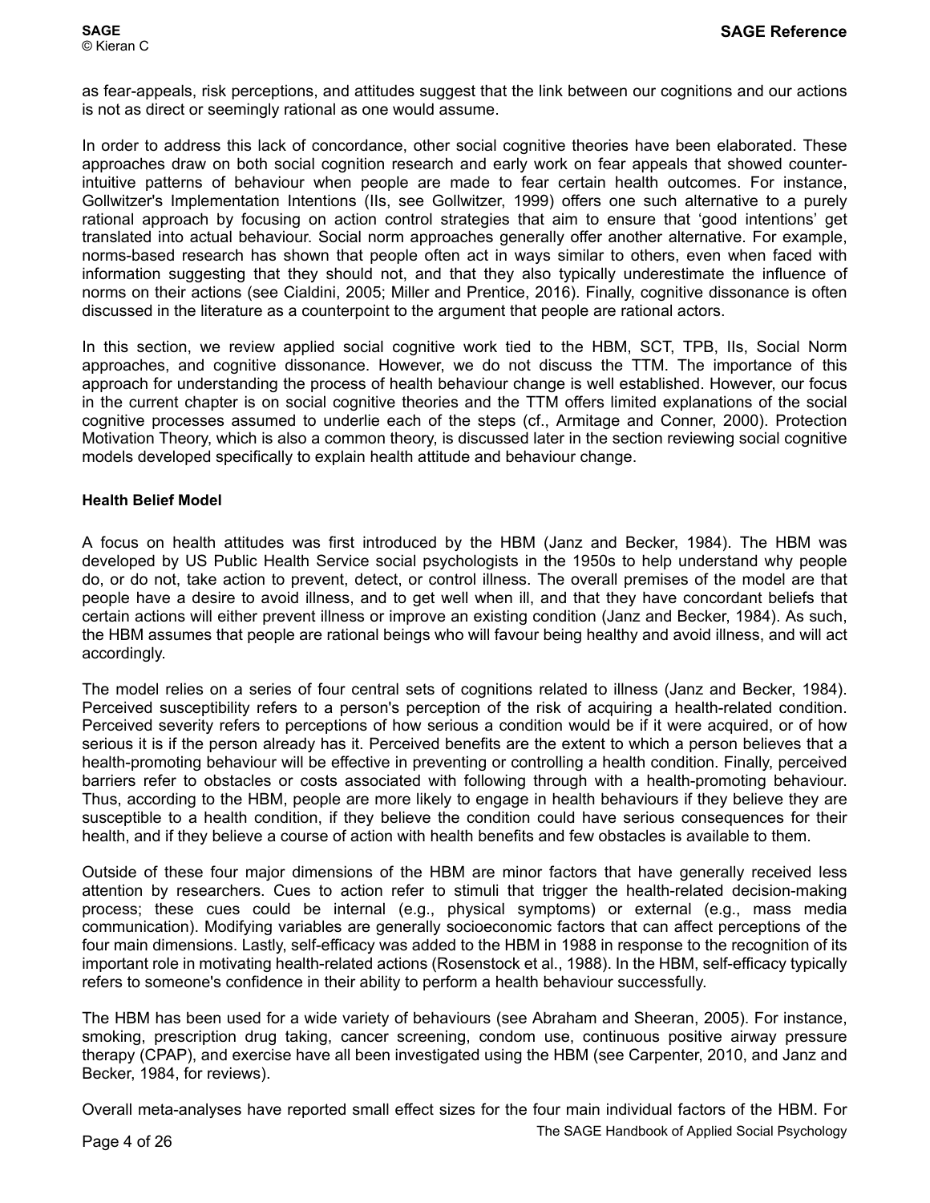as fear-appeals, risk perceptions, and attitudes suggest that the link between our cognitions and our actions is not as direct or seemingly rational as one would assume.

In order to address this lack of concordance, other social cognitive theories have been elaborated. These approaches draw on both social cognition research and early work on fear appeals that showed counter-intuitive patterns of behaviour when people are made to fear certain health outcomes. For instance, Gollwitzer's Implementation Intentions (IIs, see Gollwitzer, 1999) offers one such alternative to a purely rational approach by focusing on action control strategies that aim to ensure that 'good intentions' get translated into actual behaviour. Social norm approaches generally offer another alternative. For example, norms-based research has shown that people often act in ways similar to others, even when faced with information suggesting that they should not, and that they also typically underestimate the influence of norms on their actions (see Cialdini, 2005; Miller and Prentice, 2016). Finally, cognitive dissonance is often discussed in the literature as a counterpoint to the argument that people are rational actors.

In this section, we review applied social cognitive work tied to the HBM, SCT, TPB, IIs, Social Norm approaches, and cognitive dissonance. However, we do not discuss the TTM. The importance of this approach for understanding the process of health behaviour change is well established. However, our focus in the current chapter is on social cognitive theories and the TTM offers limited explanations of the social cognitive processes assumed to underlie each of the steps (cf., Armitage and Conner, 2000). Protection Motivation Theory, which is also a common theory, is discussed later in the section reviewing social cognitive models developed specifically to explain health attitude and behaviour change.

### Health Belief Model

A focus on health attitudes was first introduced by the HBM (Janz and Becker, 1984). The HBM was developed by US Public Health Service social psychologists in the 1950s to help understand why people do, or do not, take action to prevent, detect, or control illness. The overall premises of the model are that people have a desire to avoid illness, and to get well when ill, and that they have concordant beliefs that certain actions will either prevent illness or improve an existing condition (Janz and Becker, 1984). As such, the HBM assumes that people are rational beings who will favour being healthy and avoid illness, and will act accordingly.

The model relies on a series of four central sets of cognitions related to illness (Janz and Becker, 1984). Perceived susceptibility refers to a person's perception of the risk of acquiring a health-related condition. Perceived severity refers to perceptions of how serious a condition would be if it were acquired, or of how serious it is if the person already has it. Perceived benefits are the extent to which a person believes that a health-promoting behaviour will be effective in preventing or controlling a health condition. Finally, perceived barriers refer to obstacles or costs associated with following through with a health-promoting behaviour. Thus, according to the HBM, people are more likely to engage in health behaviours if they believe they are susceptible to a health condition, if they believe the condition could have serious consequences for their health, and if they believe a course of action with health benefits and few obstacles is available to them.

Outside of these four major dimensions of the HBM are minor factors that have generally received less attention by researchers. Cues to action refer to stimuli that trigger the health-related decision-making process; these cues could be internal (e.g., physical symptoms) or external (e.g., mass media communication). Modifying variables are generally socioeconomic factors that can affect perceptions of the four main dimensions. Lastly, self-efficacy was added to the HBM in 1988 in response to the recognition of its important role in motivating health-related actions (Rosenstock et al., 1988). In the HBM, self-efficacy typically refers to someone's confidence in their ability to perform a health behaviour successfully.

The HBM has been used for a wide variety of behaviours (see Abraham and Sheeran, 2005). For instance, smoking, prescription drug taking, cancer screening, condom use, continuous positive airway pressure therapy (CPAP), and exercise have all been investigated using the HBM (see Carpenter, 2010, and Janz and Becker, 1984, for reviews).

Overall meta-analyses have reported small effect sizes for the four main individual factors of the HBM. For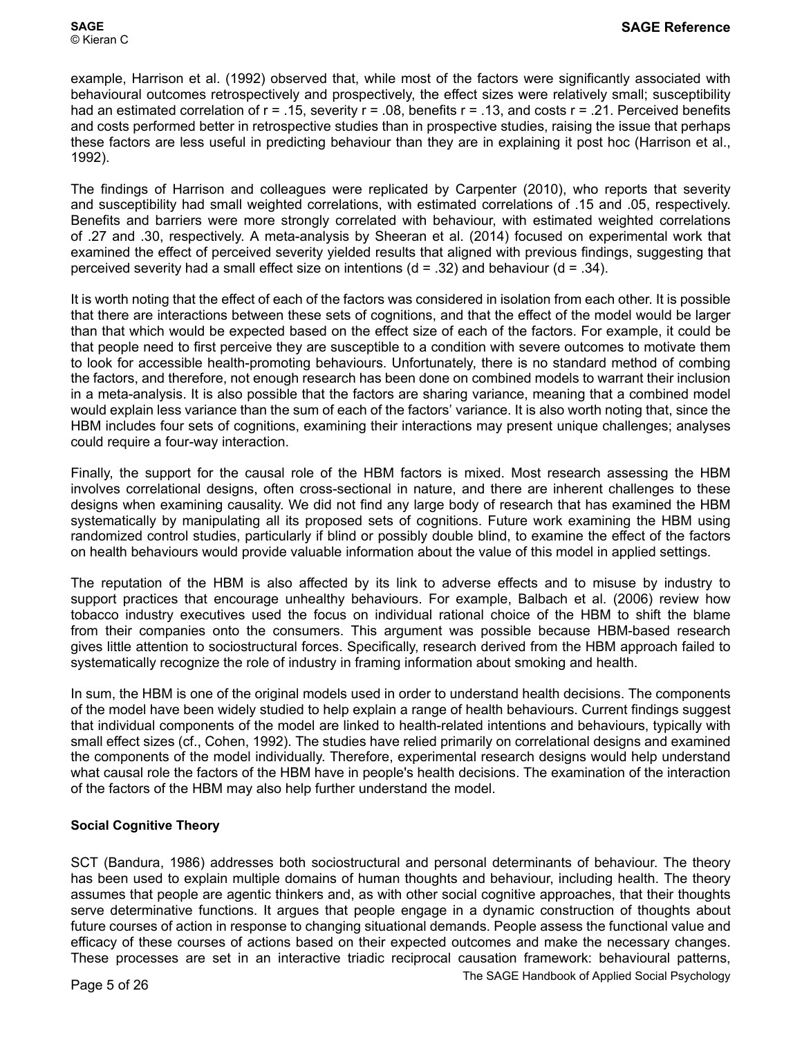example, Harrison et al. (1992) observed that, while most of the factors were significantly associated with behavioural outcomes retrospectively and prospectively, the effect sizes were relatively small; susceptibility had an estimated correlation of $r = .15$, severity $r = .08$, benefits $r = .13$, and costs $r = .21$. Perceived benefits and costs performed better in retrospective studies than in prospective studies, raising the issue that perhaps these factors are less useful in predicting behaviour than they are in explaining it post hoc (Harrison et al., 1992).

The findings of Harrison and colleagues were replicated by Carpenter (2010), who reports that severity and susceptibility had small weighted correlations, with estimated correlations of .15 and .05, respectively. Benefits and barriers were more strongly correlated with behaviour, with estimated weighted correlations of .27 and .30, respectively. A meta-analysis by Sheeran et al. (2014) focused on experimental work that examined the effect of perceived severity yielded results that aligned with previous findings, suggesting that perceived severity had a small effect size on intentions ($d = .32$) and behaviour ($d = .34$).

It is worth noting that the effect of each of the factors was considered in isolation from each other. It is possible that there are interactions between these sets of cognitions, and that the effect of the model would be larger than that which would be expected based on the effect size of each of the factors. For example, it could be that people need to first perceive they are susceptible to a condition with severe outcomes to motivate them to look for accessible health-promoting behaviours. Unfortunately, there is no standard method of combing the factors, and therefore, not enough research has been done on combined models to warrant their inclusion in a meta-analysis. It is also possible that the factors are sharing variance, meaning that a combined model would explain less variance than the sum of each of the factors' variance. It is also worth noting that, since the HBM includes four sets of cognitions, examining their interactions may present unique challenges; analyses could require a four-way interaction.

Finally, the support for the causal role of the HBM factors is mixed. Most research assessing the HBM involves correlational designs, often cross-sectional in nature, and there are inherent challenges to these designs when examining causality. We did not find any large body of research that has examined the HBM systematically by manipulating all its proposed sets of cognitions. Future work examining the HBM using randomized control studies, particularly if blind or possibly double blind, to examine the effect of the factors on health behaviours would provide valuable information about the value of this model in applied settings.

The reputation of the HBM is also affected by its link to adverse effects and to misuse by industry to support practices that encourage unhealthy behaviours. For example, Balbach et al. (2006) review how tobacco industry executives used the focus on individual rational choice of the HBM to shift the blame from their companies onto the consumers. This argument was possible because HBM-based research gives little attention to sociostructural forces. Specifically, research derived from the HBM approach failed to systematically recognize the role of industry in framing information about smoking and health.

In sum, the HBM is one of the original models used in order to understand health decisions. The components of the model have been widely studied to help explain a range of health behaviours. Current findings suggest that individual components of the model are linked to health-related intentions and behaviours, typically with small effect sizes (cf., Cohen, 1992). The studies have relied primarily on correlational designs and examined the components of the model individually. Therefore, experimental research designs would help understand what causal role the factors of the HBM have in people's health decisions. The examination of the interaction of the factors of the HBM may also help further understand the model.

### Social Cognitive Theory

SCT (Bandura, 1986) addresses both sociostructural and personal determinants of behaviour. The theory has been used to explain multiple domains of human thoughts and behaviour, including health. The theory assumes that people are agentic thinkers and, as with other social cognitive approaches, that their thoughts serve determinative functions. It argues that people engage in a dynamic construction of thoughts about future courses of action in response to changing situational demands. People assess the functional value and efficacy of these courses of actions based on their expected outcomes and make the necessary changes. These processes are set in an interactive triadic reciprocal causation framework: behavioural patterns,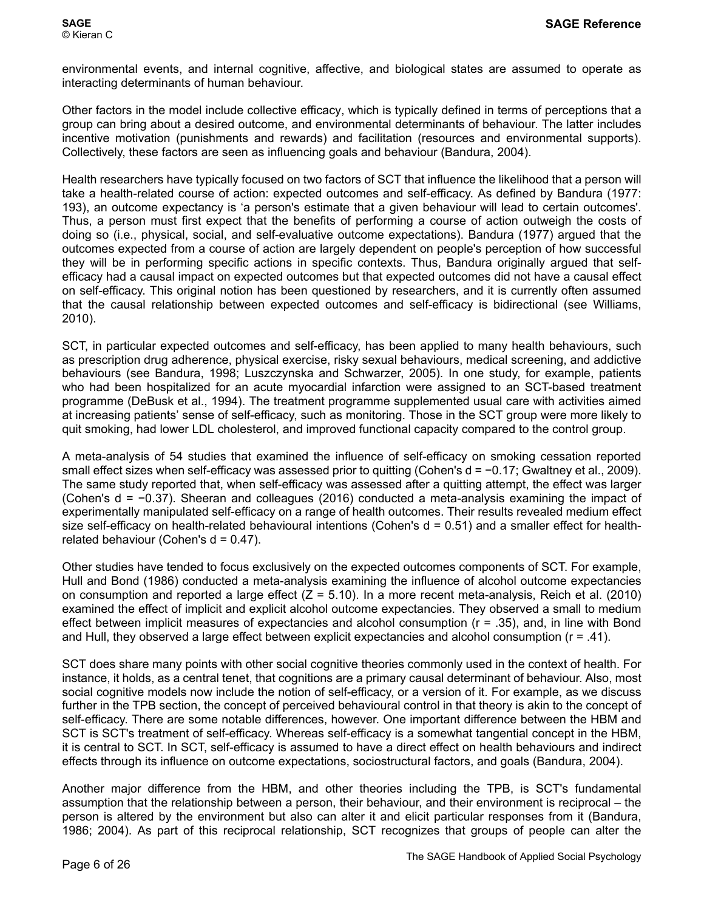environmental events, and internal cognitive, affective, and biological states are assumed to operate as interacting determinants of human behaviour.

Other factors in the model include collective efficacy, which is typically defined in terms of perceptions that a group can bring about a desired outcome, and environmental determinants of behaviour. The latter includes incentive motivation (punishments and rewards) and facilitation (resources and environmental supports). Collectively, these factors are seen as influencing goals and behaviour (Bandura, 2004).

Health researchers have typically focused on two factors of SCT that influence the likelihood that a person will take a health-related course of action: expected outcomes and self-efficacy. As defined by Bandura (1977: 193), an outcome expectancy is 'a person's estimate that a given behaviour will lead to certain outcomes'. Thus, a person must first expect that the benefits of performing a course of action outweigh the costs of doing so (i.e., physical, social, and self-evaluative outcome expectations). Bandura (1977) argued that the outcomes expected from a course of action are largely dependent on people's perception of how successful they will be in performing specific actions in specific contexts. Thus, Bandura originally argued that self-efficacy had a causal impact on expected outcomes but that expected outcomes did not have a causal effect on self-efficacy. This original notion has been questioned by researchers, and it is currently often assumed that the causal relationship between expected outcomes and self-efficacy is bidirectional (see Williams, 2010).

SCT, in particular expected outcomes and self-efficacy, has been applied to many health behaviours, such as prescription drug adherence, physical exercise, risky sexual behaviours, medical screening, and addictive behaviours (see Bandura, 1998; Luszczynska and Schwarzer, 2005). In one study, for example, patients who had been hospitalized for an acute myocardial infarction were assigned to an SCT-based treatment programme (DeBusk et al., 1994). The treatment programme supplemented usual care with activities aimed at increasing patients' sense of self-efficacy, such as monitoring. Those in the SCT group were more likely to quit smoking, had lower LDL cholesterol, and improved functional capacity compared to the control group.

A meta-analysis of 54 studies that examined the influence of self-efficacy on smoking cessation reported small effect sizes when self-efficacy was assessed prior to quitting (Cohen's $d = -0.17$; Gwaltney et al., 2009). The same study reported that, when self-efficacy was assessed after a quitting attempt, the effect was larger (Cohen's $d = -0.37$). Sheeran and colleagues (2016) conducted a meta-analysis examining the impact of experimentally manipulated self-efficacy on a range of health outcomes. Their results revealed medium effect size self-efficacy on health-related behavioural intentions (Cohen's $d = 0.51$) and a smaller effect for health-related behaviour (Cohen's $d = 0.47$).

Other studies have tended to focus exclusively on the expected outcomes components of SCT. For example, Hull and Bond (1986) conducted a meta-analysis examining the influence of alcohol outcome expectancies on consumption and reported a large effect ($Z = 5.10$). In a more recent meta-analysis, Reich et al. (2010) examined the effect of implicit and explicit alcohol outcome expectancies. They observed a small to medium effect between implicit measures of expectancies and alcohol consumption ($r = .35$), and, in line with Bond and Hull, they observed a large effect between explicit expectancies and alcohol consumption ($r = .41$).

SCT does share many points with other social cognitive theories commonly used in the context of health. For instance, it holds, as a central tenet, that cognitions are a primary causal determinant of behaviour. Also, most social cognitive models now include the notion of self-efficacy, or a version of it. For example, as we discuss further in the TPB section, the concept of perceived behavioural control in that theory is akin to the concept of self-efficacy. There are some notable differences, however. One important difference between the HBM and SCT is SCT's treatment of self-efficacy. Whereas self-efficacy is a somewhat tangential concept in the HBM, it is central to SCT. In SCT, self-efficacy is assumed to have a direct effect on health behaviours and indirect effects through its influence on outcome expectations, sociostructural factors, and goals (Bandura, 2004).

Another major difference from the HBM, and other theories including the TPB, is SCT's fundamental assumption that the relationship between a person, their behaviour, and their environment is reciprocal – the person is altered by the environment but also can alter it and elicit particular responses from it (Bandura, 1986; 2004). As part of this reciprocal relationship, SCT recognizes that groups of people can alter the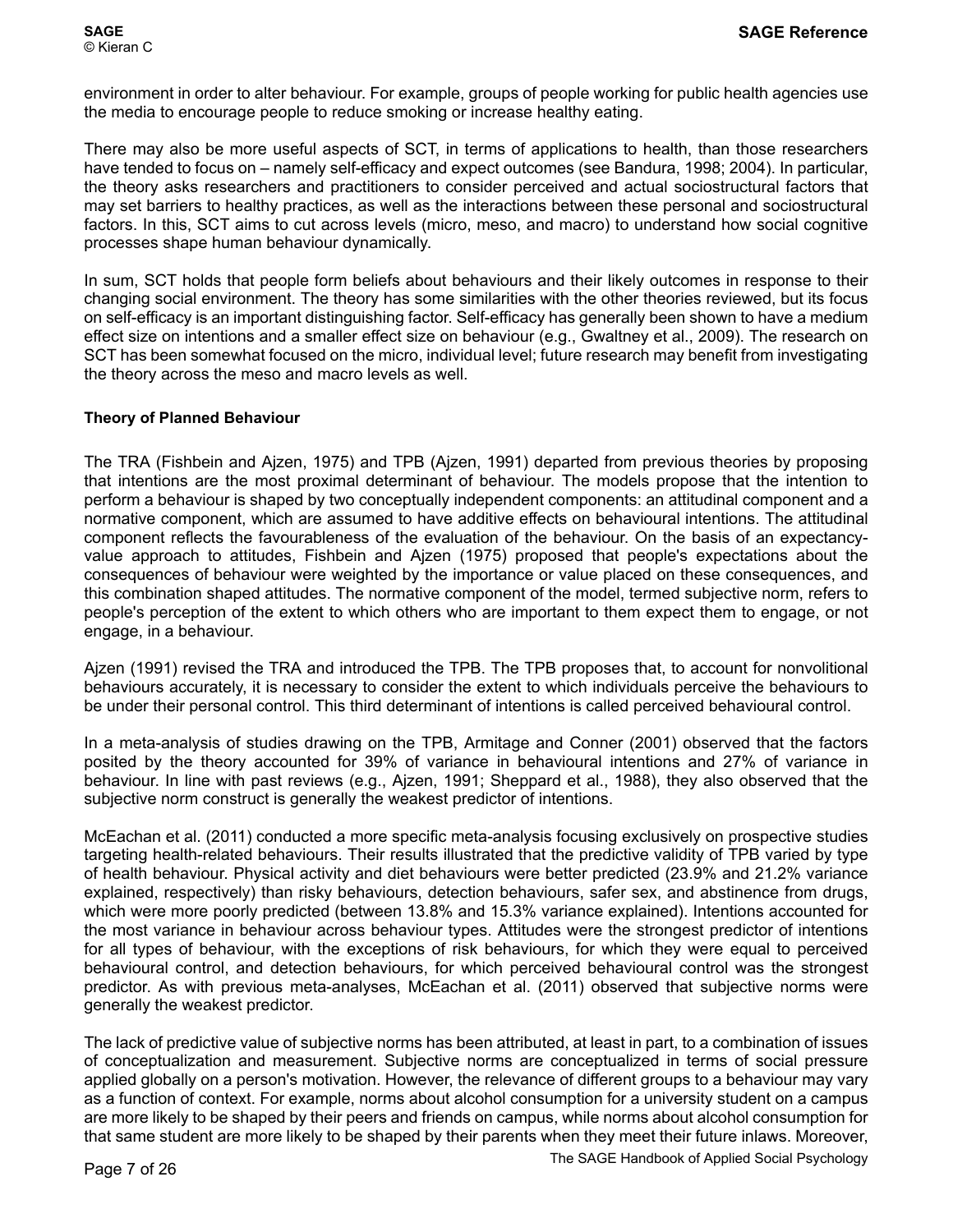environment in order to alter behaviour. For example, groups of people working for public health agencies use the media to encourage people to reduce smoking or increase healthy eating.

There may also be more useful aspects of SCT, in terms of applications to health, than those researchers have tended to focus on – namely self-efficacy and expect outcomes (see Bandura, 1998; 2004). In particular, the theory asks researchers and practitioners to consider perceived and actual sociostructural factors that may set barriers to healthy practices, as well as the interactions between these personal and sociostructural factors. In this, SCT aims to cut across levels (micro, meso, and macro) to understand how social cognitive processes shape human behaviour dynamically.

In sum, SCT holds that people form beliefs about behaviours and their likely outcomes in response to their changing social environment. The theory has some similarities with the other theories reviewed, but its focus on self-efficacy is an important distinguishing factor. Self-efficacy has generally been shown to have a medium effect size on intentions and a smaller effect size on behaviour (e.g., Gwaltney et al., 2009). The research on SCT has been somewhat focused on the micro, individual level; future research may benefit from investigating the theory across the meso and macro levels as well.

**Theory of Planned Behaviour**

The TRA (Fishbein and Ajzen, 1975) and TPB (Ajzen, 1991) departed from previous theories by proposing that intentions are the most proximal determinant of behaviour. The models propose that the intention to perform a behaviour is shaped by two conceptually independent components: an attitudinal component and a normative component, which are assumed to have additive effects on behavioural intentions. The attitudinal component reflects the favourableness of the evaluation of the behaviour. On the basis of an expectancy-value approach to attitudes, Fishbein and Ajzen (1975) proposed that people's expectations about the consequences of behaviour were weighted by the importance or value placed on these consequences, and this combination shaped attitudes. The normative component of the model, termed subjective norm, refers to people's perception of the extent to which others who are important to them expect them to engage, or not engage, in a behaviour.

Ajzen (1991) revised the TRA and introduced the TPB. The TPB proposes that, to account for nonvolitional behaviours accurately, it is necessary to consider the extent to which individuals perceive the behaviours to be under their personal control. This third determinant of intentions is called perceived behavioural control.

In a meta-analysis of studies drawing on the TPB, Armitage and Conner (2001) observed that the factors posited by the theory accounted for 39% of variance in behavioural intentions and 27% of variance in behaviour. In line with past reviews (e.g., Ajzen, 1991; Sheppard et al., 1988), they also observed that the subjective norm construct is generally the weakest predictor of intentions.

McEachan et al. (2011) conducted a more specific meta-analysis focusing exclusively on prospective studies targeting health-related behaviours. Their results illustrated that the predictive validity of TPB varied by type of health behaviour. Physical activity and diet behaviours were better predicted (23.9% and 21.2% variance explained, respectively) than risky behaviours, detection behaviours, safer sex, and abstinence from drugs, which were more poorly predicted (between 13.8% and 15.3% variance explained). Intentions accounted for the most variance in behaviour across behaviour types. Attitudes were the strongest predictor of intentions for all types of behaviour, with the exceptions of risk behaviours, for which they were equal to perceived behavioural control, and detection behaviours, for which perceived behavioural control was the strongest predictor. As with previous meta-analyses, McEachan et al. (2011) observed that subjective norms were generally the weakest predictor.

The lack of predictive value of subjective norms has been attributed, at least in part, to a combination of issues of conceptualization and measurement. Subjective norms are conceptualized in terms of social pressure applied globally on a person's motivation. However, the relevance of different groups to a behaviour may vary as a function of context. For example, norms about alcohol consumption for a university student on a campus are more likely to be shaped by their peers and friends on campus, while norms about alcohol consumption for that same student are more likely to be shaped by their parents when they meet their future inlaws. Moreover,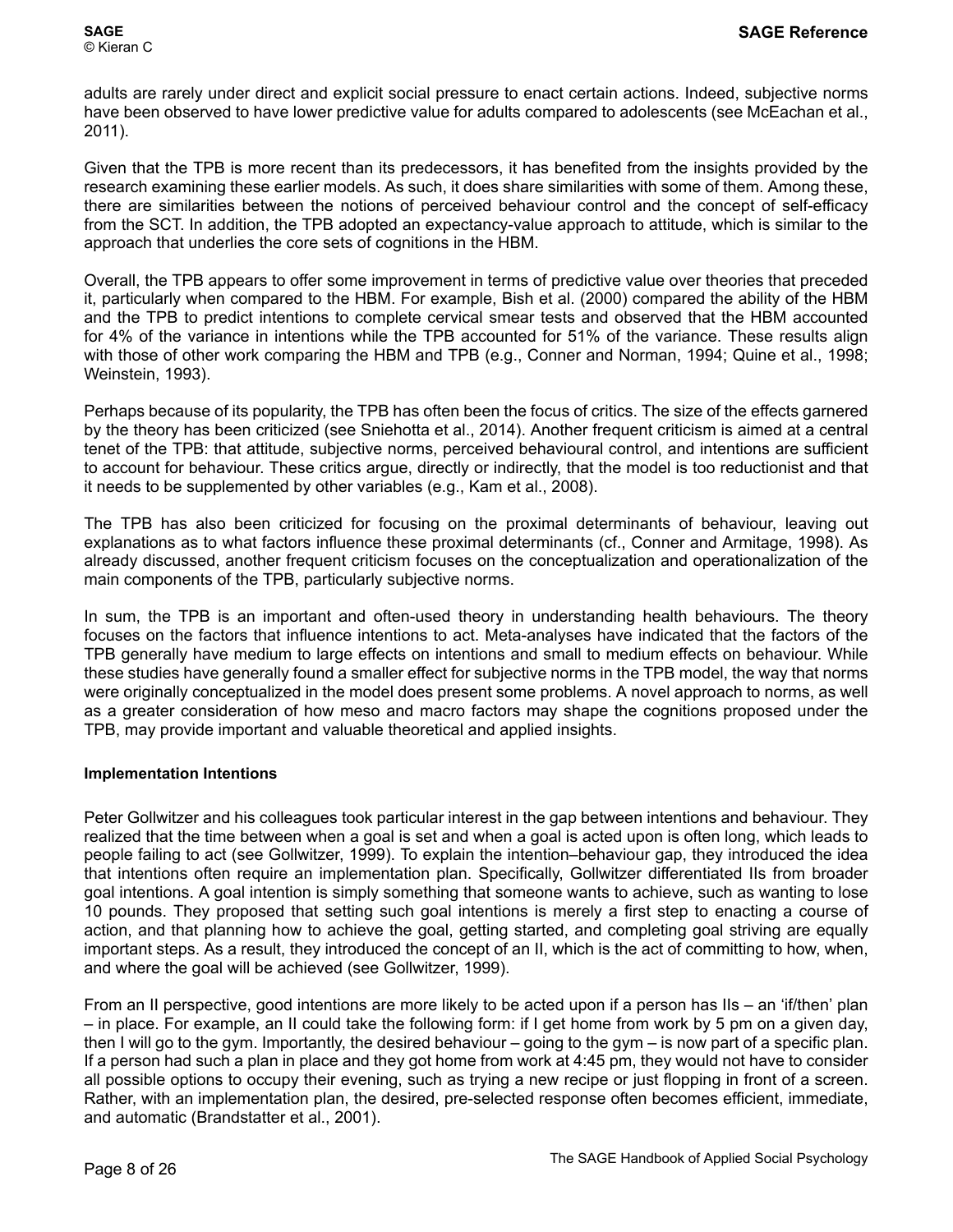adults are rarely under direct and explicit social pressure to enact certain actions. Indeed, subjective norms have been observed to have lower predictive value for adults compared to adolescents (see McEachan et al., 2011).

Given that the TPB is more recent than its predecessors, it has benefited from the insights provided by the research examining these earlier models. As such, it does share similarities with some of them. Among these, there are similarities between the notions of perceived behaviour control and the concept of self-efficacy from the SCT. In addition, the TPB adopted an expectancy-value approach to attitude, which is similar to the approach that underlies the core sets of cognitions in the HBM.

Overall, the TPB appears to offer some improvement in terms of predictive value over theories that preceded it, particularly when compared to the HBM. For example, Bish et al. (2000) compared the ability of the HBM and the TPB to predict intentions to complete cervical smear tests and observed that the HBM accounted for 4% of the variance in intentions while the TPB accounted for 51% of the variance. These results align with those of other work comparing the HBM and TPB (e.g., Conner and Norman, 1994; Quine et al., 1998; Weinstein, 1993).

Perhaps because of its popularity, the TPB has often been the focus of critics. The size of the effects garnered by the theory has been criticized (see Sniehotta et al., 2014). Another frequent criticism is aimed at a central tenet of the TPB: that attitude, subjective norms, perceived behavioural control, and intentions are sufficient to account for behaviour. These critics argue, directly or indirectly, that the model is too reductionist and that it needs to be supplemented by other variables (e.g., Kam et al., 2008).

The TPB has also been criticized for focusing on the proximal determinants of behaviour, leaving out explanations as to what factors influence these proximal determinants (cf., Conner and Armitage, 1998). As already discussed, another frequent criticism focuses on the conceptualization and operationalization of the main components of the TPB, particularly subjective norms.

In sum, the TPB is an important and often-used theory in understanding health behaviours. The theory focuses on the factors that influence intentions to act. Meta-analyses have indicated that the factors of the TPB generally have medium to large effects on intentions and small to medium effects on behaviour. While these studies have generally found a smaller effect for subjective norms in the TPB model, the way that norms were originally conceptualized in the model does present some problems. A novel approach to norms, as well as a greater consideration of how meso and macro factors may shape the cognitions proposed under the TPB, may provide important and valuable theoretical and applied insights.

**Implementation Intentions**

Peter Gollwitzer and his colleagues took particular interest in the gap between intentions and behaviour. They realized that the time between when a goal is set and when a goal is acted upon is often long, which leads to people failing to act (see Gollwitzer, 1999). To explain the intention–behaviour gap, they introduced the idea that intentions often require an implementation plan. Specifically, Gollwitzer differentiated IIs from broader goal intentions. A goal intention is simply something that someone wants to achieve, such as wanting to lose 10 pounds. They proposed that setting such goal intentions is merely a first step to enacting a course of action, and that planning how to achieve the goal, getting started, and completing goal striving are equally important steps. As a result, they introduced the concept of an II, which is the act of committing to how, when, and where the goal will be achieved (see Gollwitzer, 1999).

From an II perspective, good intentions are more likely to be acted upon if a person has IIs – an 'if/then' plan – in place. For example, an II could take the following form: if I get home from work by 5 pm on a given day, then I will go to the gym. Importantly, the desired behaviour – going to the gym – is now part of a specific plan. If a person had such a plan in place and they got home from work at 4:45 pm, they would not have to consider all possible options to occupy their evening, such as trying a new recipe or just flopping in front of a screen. Rather, with an implementation plan, the desired, pre-selected response often becomes efficient, immediate, and automatic (Brandstatter et al., 2001).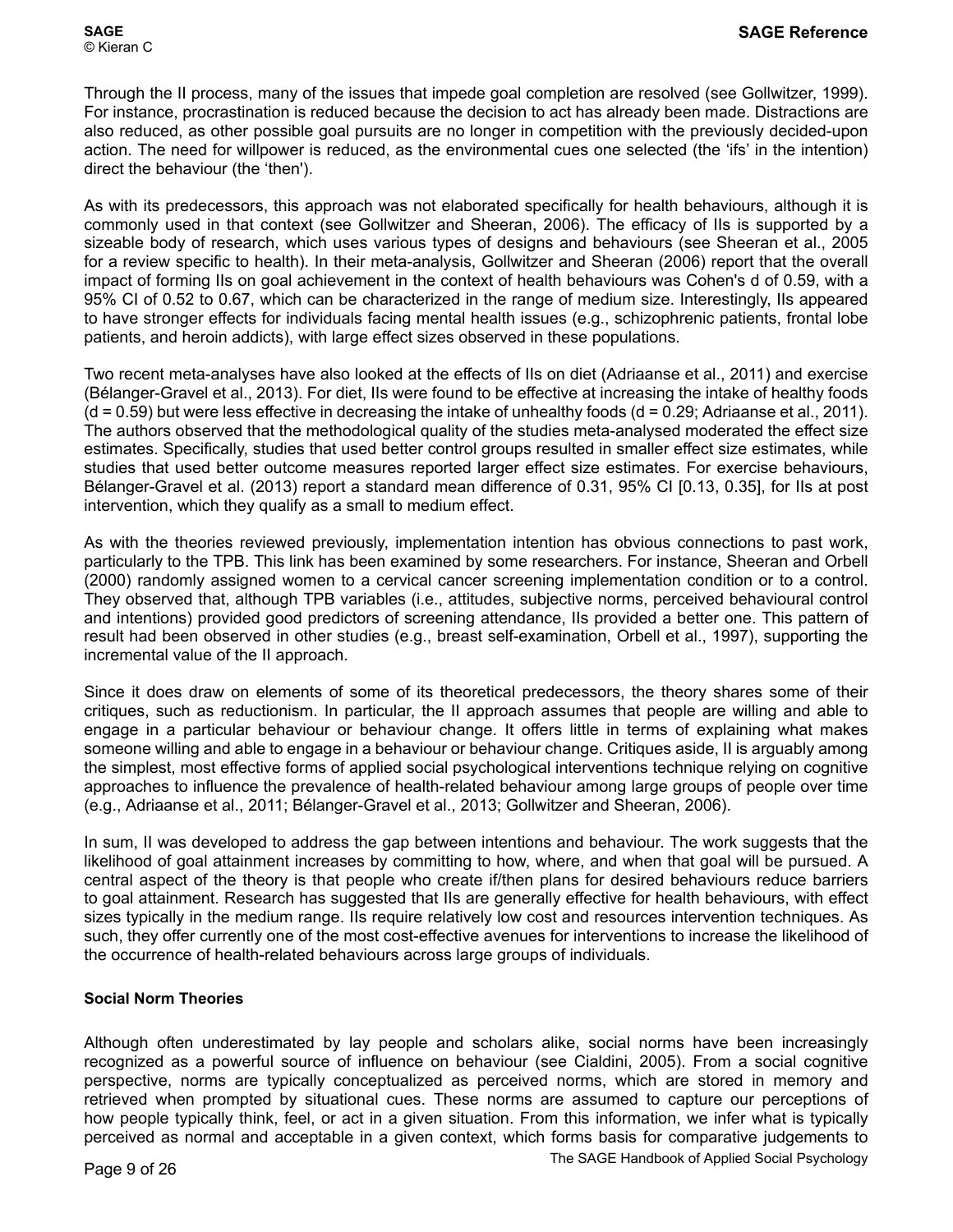Through the II process, many of the issues that impede goal completion are resolved (see Gollwitzer, 1999). For instance, procrastination is reduced because the decision to act has already been made. Distractions are also reduced, as other possible goal pursuits are no longer in competition with the previously decided-upon action. The need for willpower is reduced, as the environmental cues one selected (the 'ifs' in the intention) direct the behaviour (the 'then').

As with its predecessors, this approach was not elaborated specifically for health behaviours, although it is commonly used in that context (see Gollwitzer and Sheeran, 2006). The efficacy of IIs is supported by a sizeable body of research, which uses various types of designs and behaviours (see Sheeran et al., 2005 for a review specific to health). In their meta-analysis, Gollwitzer and Sheeran (2006) report that the overall impact of forming IIs on goal achievement in the context of health behaviours was Cohen's d of 0.59, with a 95% CI of 0.52 to 0.67, which can be characterized in the range of medium size. Interestingly, IIs appeared to have stronger effects for individuals facing mental health issues (e.g., schizophrenic patients, frontal lobe patients, and heroin addicts), with large effect sizes observed in these populations.

Two recent meta-analyses have also looked at the effects of IIs on diet (Adriaanse et al., 2011) and exercise (Bélanger-Gravel et al., 2013). For diet, IIs were found to be effective at increasing the intake of healthy foods ($d = 0.59$) but were less effective in decreasing the intake of unhealthy foods ($d = 0.29$; Adriaanse et al., 2011). The authors observed that the methodological quality of the studies meta-analysed moderated the effect size estimates. Specifically, studies that used better control groups resulted in smaller effect size estimates, while studies that used better outcome measures reported larger effect size estimates. For exercise behaviours, Bélanger-Gravel et al. (2013) report a standard mean difference of 0.31, 95% CI [0.13, 0.35], for IIs at post intervention, which they qualify as a small to medium effect.

As with the theories reviewed previously, implementation intention has obvious connections to past work, particularly to the TPB. This link has been examined by some researchers. For instance, Sheeran and Orbell (2000) randomly assigned women to a cervical cancer screening implementation condition or to a control. They observed that, although TPB variables (i.e., attitudes, subjective norms, perceived behavioural control and intentions) provided good predictors of screening attendance, IIs provided a better one. This pattern of result had been observed in other studies (e.g., breast self-examination, Orbell et al., 1997), supporting the incremental value of the II approach.

Since it does draw on elements of some of its theoretical predecessors, the theory shares some of their critiques, such as reductionism. In particular, the II approach assumes that people are willing and able to engage in a particular behaviour or behaviour change. It offers little in terms of explaining what makes someone willing and able to engage in a behaviour or behaviour change. Critiques aside, II is arguably among the simplest, most effective forms of applied social psychological interventions technique relying on cognitive approaches to influence the prevalence of health-related behaviour among large groups of people over time (e.g., Adriaanse et al., 2011; Bélanger-Gravel et al., 2013; Gollwitzer and Sheeran, 2006).

In sum, II was developed to address the gap between intentions and behaviour. The work suggests that the likelihood of goal attainment increases by committing to how, where, and when that goal will be pursued. A central aspect of the theory is that people who create if/then plans for desired behaviours reduce barriers to goal attainment. Research has suggested that IIs are generally effective for health behaviours, with effect sizes typically in the medium range. IIs require relatively low cost and resources intervention techniques. As such, they offer currently one of the most cost-effective avenues for interventions to increase the likelihood of the occurrence of health-related behaviours across large groups of individuals.

**Social Norm Theories**

Although often underestimated by lay people and scholars alike, social norms have been increasingly recognized as a powerful source of influence on behaviour (see Cialdini, 2005). From a social cognitive perspective, norms are typically conceptualized as perceived norms, which are stored in memory and retrieved when prompted by situational cues. These norms are assumed to capture our perceptions of how people typically think, feel, or act in a given situation. From this information, we infer what is typically perceived as normal and acceptable in a given context, which forms basis for comparative judgements to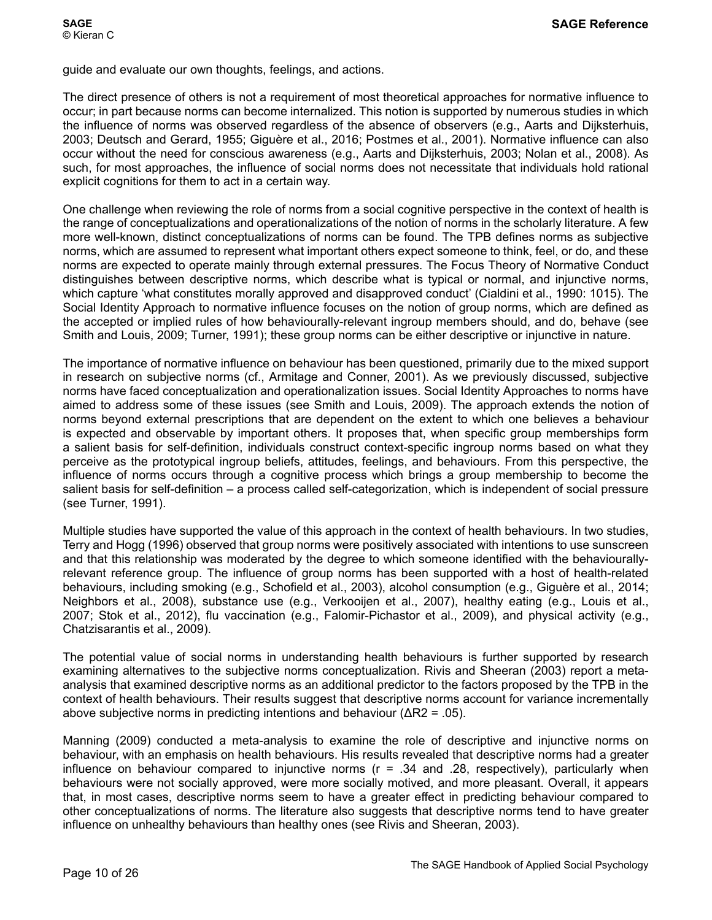guide and evaluate our own thoughts, feelings, and actions.

The direct presence of others is not a requirement of most theoretical approaches for normative influence to occur; in part because norms can become internalized. This notion is supported by numerous studies in which the influence of norms was observed regardless of the absence of observers (e.g., Aarts and Dijksterhuis, 2003; Deutsch and Gerard, 1955; Giguère et al., 2016; Postmes et al., 2001). Normative influence can also occur without the need for conscious awareness (e.g., Aarts and Dijksterhuis, 2003; Nolan et al., 2008). As such, for most approaches, the influence of social norms does not necessitate that individuals hold rational explicit cognitions for them to act in a certain way.

One challenge when reviewing the role of norms from a social cognitive perspective in the context of health is the range of conceptualizations and operationalizations of the notion of norms in the scholarly literature. A few more well-known, distinct conceptualizations of norms can be found. The TPB defines norms as subjective norms, which are assumed to represent what important others expect someone to think, feel, or do, and these norms are expected to operate mainly through external pressures. The Focus Theory of Normative Conduct distinguishes between descriptive norms, which describe what is typical or normal, and injunctive norms, which capture 'what constitutes morally approved and disapproved conduct' (Cialdini et al., 1990: 1015). The Social Identity Approach to normative influence focuses on the notion of group norms, which are defined as the accepted or implied rules of how behaviourally-relevant ingroup members should, and do, behave (see Smith and Louis, 2009; Turner, 1991); these group norms can be either descriptive or injunctive in nature.

The importance of normative influence on behaviour has been questioned, primarily due to the mixed support in research on subjective norms (cf., Armitage and Conner, 2001). As we previously discussed, subjective norms have faced conceptualization and operationalization issues. Social Identity Approaches to norms have aimed to address some of these issues (see Smith and Louis, 2009). The approach extends the notion of norms beyond external prescriptions that are dependent on the extent to which one believes a behaviour is expected and observable by important others. It proposes that, when specific group memberships form a salient basis for self-definition, individuals construct context-specific ingroup norms based on what they perceive as the prototypical ingroup beliefs, attitudes, feelings, and behaviours. From this perspective, the influence of norms occurs through a cognitive process which brings a group membership to become the salient basis for self-definition – a process called self-categorization, which is independent of social pressure (see Turner, 1991).

Multiple studies have supported the value of this approach in the context of health behaviours. In two studies, Terry and Hogg (1996) observed that group norms were positively associated with intentions to use sunscreen and that this relationship was moderated by the degree to which someone identified with the behaviourally-relevant reference group. The influence of group norms has been supported with a host of health-related behaviours, including smoking (e.g., Schofield et al., 2003), alcohol consumption (e.g., Giguère et al., 2014; Neighbors et al., 2008), substance use (e.g., Verkooijen et al., 2007), healthy eating (e.g., Louis et al., 2007; Stok et al., 2012), flu vaccination (e.g., Falomir-Pichastor et al., 2009), and physical activity (e.g., Chatzisarantis et al., 2009).

The potential value of social norms in understanding health behaviours is further supported by research examining alternatives to the subjective norms conceptualization. Rivis and Sheeran (2003) report a meta-analysis that examined descriptive norms as an additional predictor to the factors proposed by the TPB in the context of health behaviours. Their results suggest that descriptive norms account for variance incrementally above subjective norms in predicting intentions and behaviour ($\Delta R^2 = .05$).

Manning (2009) conducted a meta-analysis to examine the role of descriptive and injunctive norms on behaviour, with an emphasis on health behaviours. His results revealed that descriptive norms had a greater influence on behaviour compared to injunctive norms ($r = .34$ and $.28$, respectively), particularly when behaviours were not socially approved, were more socially motived, and more pleasant. Overall, it appears that, in most cases, descriptive norms seem to have a greater effect in predicting behaviour compared to other conceptualizations of norms. The literature also suggests that descriptive norms tend to have greater influence on unhealthy behaviours than healthy ones (see Rivis and Sheeran, 2003).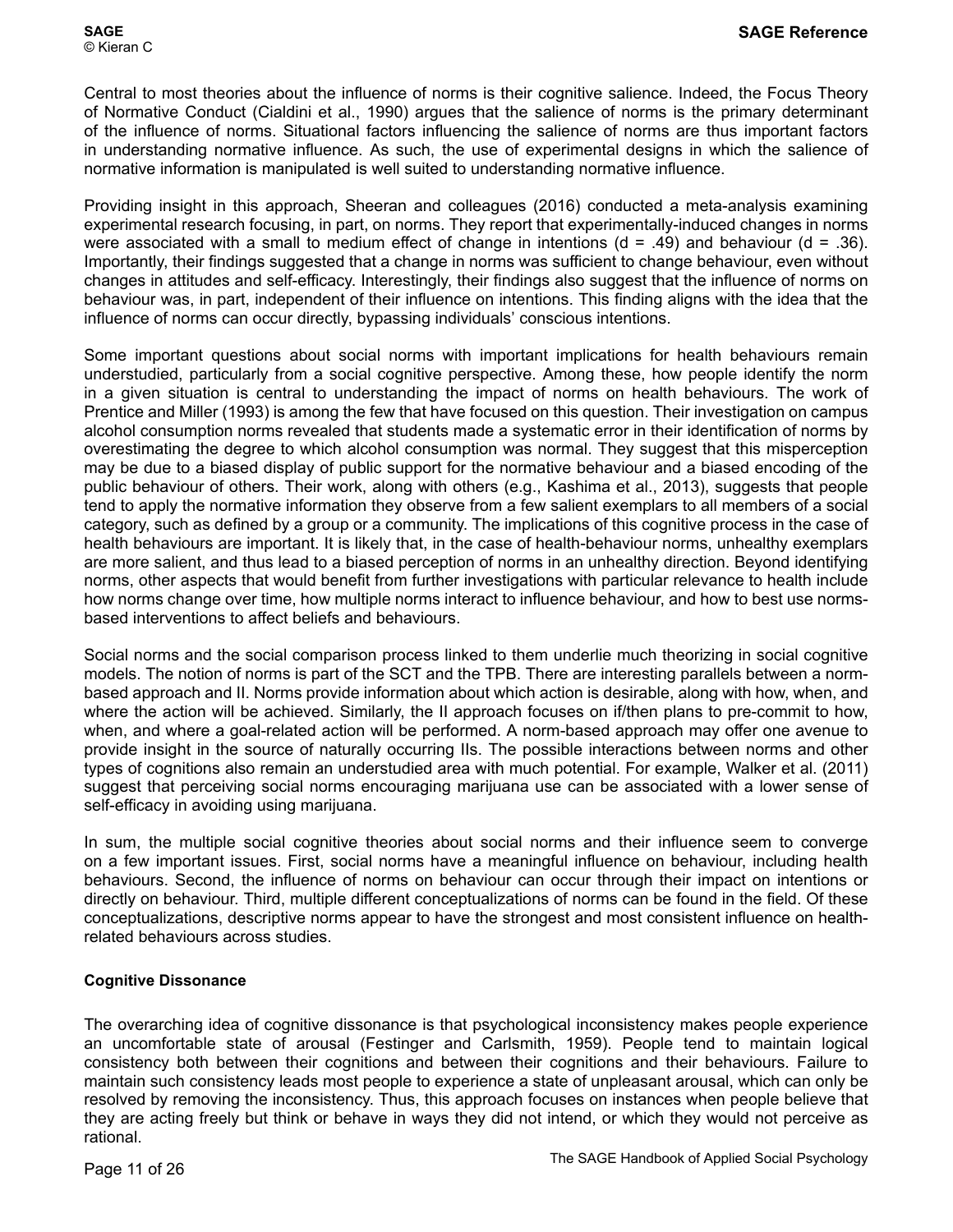Central to most theories about the influence of norms is their cognitive salience. Indeed, the Focus Theory of Normative Conduct (Cialdini et al., 1990) argues that the salience of norms is the primary determinant of the influence of norms. Situational factors influencing the salience of norms are thus important factors in understanding normative influence. As such, the use of experimental designs in which the salience of normative information is manipulated is well suited to understanding normative influence.

Providing insight in this approach, Sheeran and colleagues (2016) conducted a meta-analysis examining experimental research focusing, in part, on norms. They report that experimentally-induced changes in norms were associated with a small to medium effect of change in intentions ($d = .49$) and behaviour ($d = .36$). Importantly, their findings suggested that a change in norms was sufficient to change behaviour, even without changes in attitudes and self-efficacy. Interestingly, their findings also suggest that the influence of norms on behaviour was, in part, independent of their influence on intentions. This finding aligns with the idea that the influence of norms can occur directly, bypassing individuals' conscious intentions.

Some important questions about social norms with important implications for health behaviours remain understudied, particularly from a social cognitive perspective. Among these, how people identify the norm in a given situation is central to understanding the impact of norms on health behaviours. The work of Prentice and Miller (1993) is among the few that have focused on this question. Their investigation on campus alcohol consumption norms revealed that students made a systematic error in their identification of norms by overestimating the degree to which alcohol consumption was normal. They suggest that this misperception may be due to a biased display of public support for the normative behaviour and a biased encoding of the public behaviour of others. Their work, along with others (e.g., Kashima et al., 2013), suggests that people tend to apply the normative information they observe from a few salient exemplars to all members of a social category, such as defined by a group or a community. The implications of this cognitive process in the case of health behaviours are important. It is likely that, in the case of health-behaviour norms, unhealthy exemplars are more salient, and thus lead to a biased perception of norms in an unhealthy direction. Beyond identifying norms, other aspects that would benefit from further investigations with particular relevance to health include how norms change over time, how multiple norms interact to influence behaviour, and how to best use norms-based interventions to affect beliefs and behaviours.

Social norms and the social comparison process linked to them underlie much theorizing in social cognitive models. The notion of norms is part of the SCT and the TPB. There are interesting parallels between a norm-based approach and II. Norms provide information about which action is desirable, along with how, when, and where the action will be achieved. Similarly, the II approach focuses on if/then plans to pre-commit to how, when, and where a goal-related action will be performed. A norm-based approach may offer one avenue to provide insight in the source of naturally occurring IIs. The possible interactions between norms and other types of cognitions also remain an understudied area with much potential. For example, Walker et al. (2011) suggest that perceiving social norms encouraging marijuana use can be associated with a lower sense of self-efficacy in avoiding using marijuana.

In sum, the multiple social cognitive theories about social norms and their influence seem to converge on a few important issues. First, social norms have a meaningful influence on behaviour, including health behaviours. Second, the influence of norms on behaviour can occur through their impact on intentions or directly on behaviour. Third, multiple different conceptualizations of norms can be found in the field. Of these conceptualizations, descriptive norms appear to have the strongest and most consistent influence on health-related behaviours across studies.

### Cognitive Dissonance

The overarching idea of cognitive dissonance is that psychological inconsistency makes people experience an uncomfortable state of arousal (Festinger and Carlsmith, 1959). People tend to maintain logical consistency both between their cognitions and between their cognitions and their behaviours. Failure to maintain such consistency leads most people to experience a state of unpleasant arousal, which can only be resolved by removing the inconsistency. Thus, this approach focuses on instances when people believe that they are acting freely but think or behave in ways they did not intend, or which they would not perceive as rational.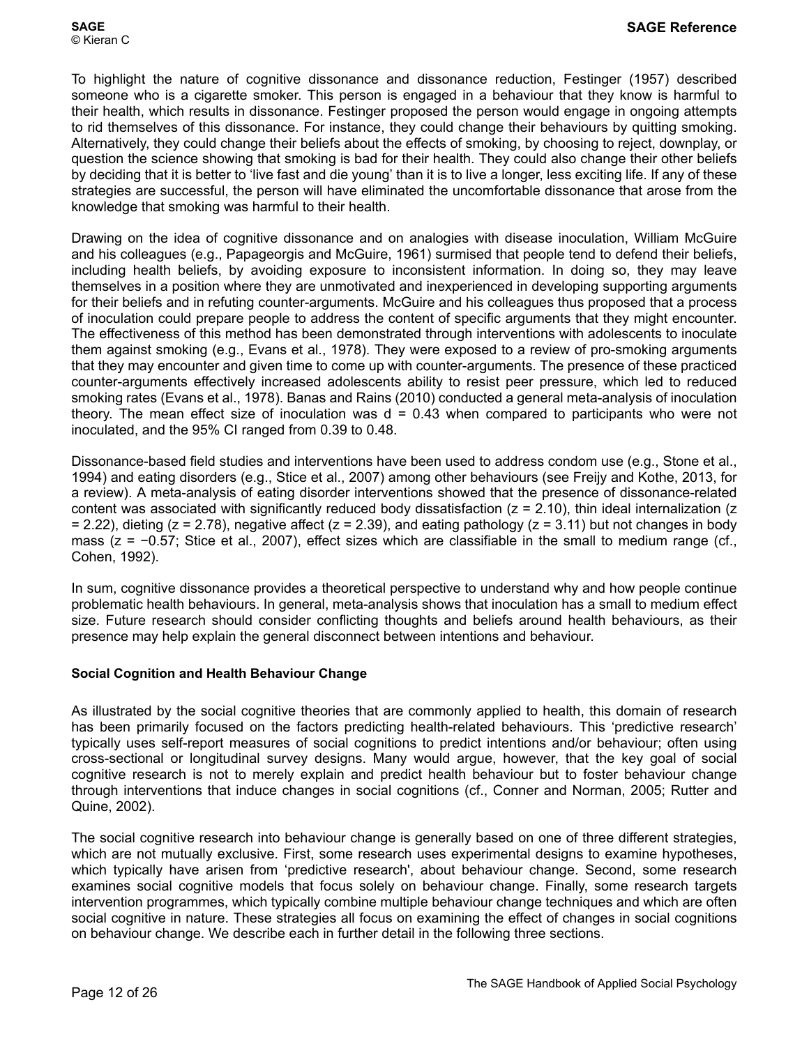To highlight the nature of cognitive dissonance and dissonance reduction, Festinger (1957) described someone who is a cigarette smoker. This person is engaged in a behaviour that they know is harmful to their health, which results in dissonance. Festinger proposed the person would engage in ongoing attempts to rid themselves of this dissonance. For instance, they could change their behaviours by quitting smoking. Alternatively, they could change their beliefs about the effects of smoking, by choosing to reject, downplay, or question the science showing that smoking is bad for their health. They could also change their other beliefs by deciding that it is better to 'live fast and die young' than it is to live a longer, less exciting life. If any of these strategies are successful, the person will have eliminated the uncomfortable dissonance that arose from the knowledge that smoking was harmful to their health.

Drawing on the idea of cognitive dissonance and on analogies with disease inoculation, William McGuire and his colleagues (e.g., Papageorgis and McGuire, 1961) surmised that people tend to defend their beliefs, including health beliefs, by avoiding exposure to inconsistent information. In doing so, they may leave themselves in a position where they are unmotivated and inexperienced in developing supporting arguments for their beliefs and in refuting counter-arguments. McGuire and his colleagues thus proposed that a process of inoculation could prepare people to address the content of specific arguments that they might encounter. The effectiveness of this method has been demonstrated through interventions with adolescents to inoculate them against smoking (e.g., Evans et al., 1978). They were exposed to a review of pro-smoking arguments that they may encounter and given time to come up with counter-arguments. The presence of these practiced counter-arguments effectively increased adolescents ability to resist peer pressure, which led to reduced smoking rates (Evans et al., 1978). Banas and Rains (2010) conducted a general meta-analysis of inoculation theory. The mean effect size of inoculation was $d = 0.43$ when compared to participants who were not inoculated, and the 95% CI ranged from 0.39 to 0.48.

Dissonance-based field studies and interventions have been used to address condom use (e.g., Stone et al., 1994) and eating disorders (e.g., Stice et al., 2007) among other behaviours (see Freijy and Kothe, 2013, for a review). A meta-analysis of eating disorder interventions showed that the presence of dissonance-related content was associated with significantly reduced body dissatisfaction ($z = 2.10$), thin ideal internalization ($z = 2.22$), dieting ($z = 2.78$), negative affect ($z = 2.39$), and eating pathology ($z = 3.11$) but not changes in body mass ($z = -0.57$; Stice et al., 2007), effect sizes which are classifiable in the small to medium range (cf., Cohen, 1992).

In sum, cognitive dissonance provides a theoretical perspective to understand why and how people continue problematic health behaviours. In general, meta-analysis shows that inoculation has a small to medium effect size. Future research should consider conflicting thoughts and beliefs around health behaviours, as their presence may help explain the general disconnect between intentions and behaviour.

### Social Cognition and Health Behaviour Change

As illustrated by the social cognitive theories that are commonly applied to health, this domain of research has been primarily focused on the factors predicting health-related behaviours. This 'predictive research' typically uses self-report measures of social cognitions to predict intentions and/or behaviour; often using cross-sectional or longitudinal survey designs. Many would argue, however, that the key goal of social cognitive research is not to merely explain and predict health behaviour but to foster behaviour change through interventions that induce changes in social cognitions (cf., Conner and Norman, 2005; Rutter and Quine, 2002).

The social cognitive research into behaviour change is generally based on one of three different strategies, which are not mutually exclusive. First, some research uses experimental designs to examine hypotheses, which typically have arisen from 'predictive research', about behaviour change. Second, some research examines social cognitive models that focus solely on behaviour change. Finally, some research targets intervention programmes, which typically combine multiple behaviour change techniques and which are often social cognitive in nature. These strategies all focus on examining the effect of changes in social cognitions on behaviour change. We describe each in further detail in the following three sections.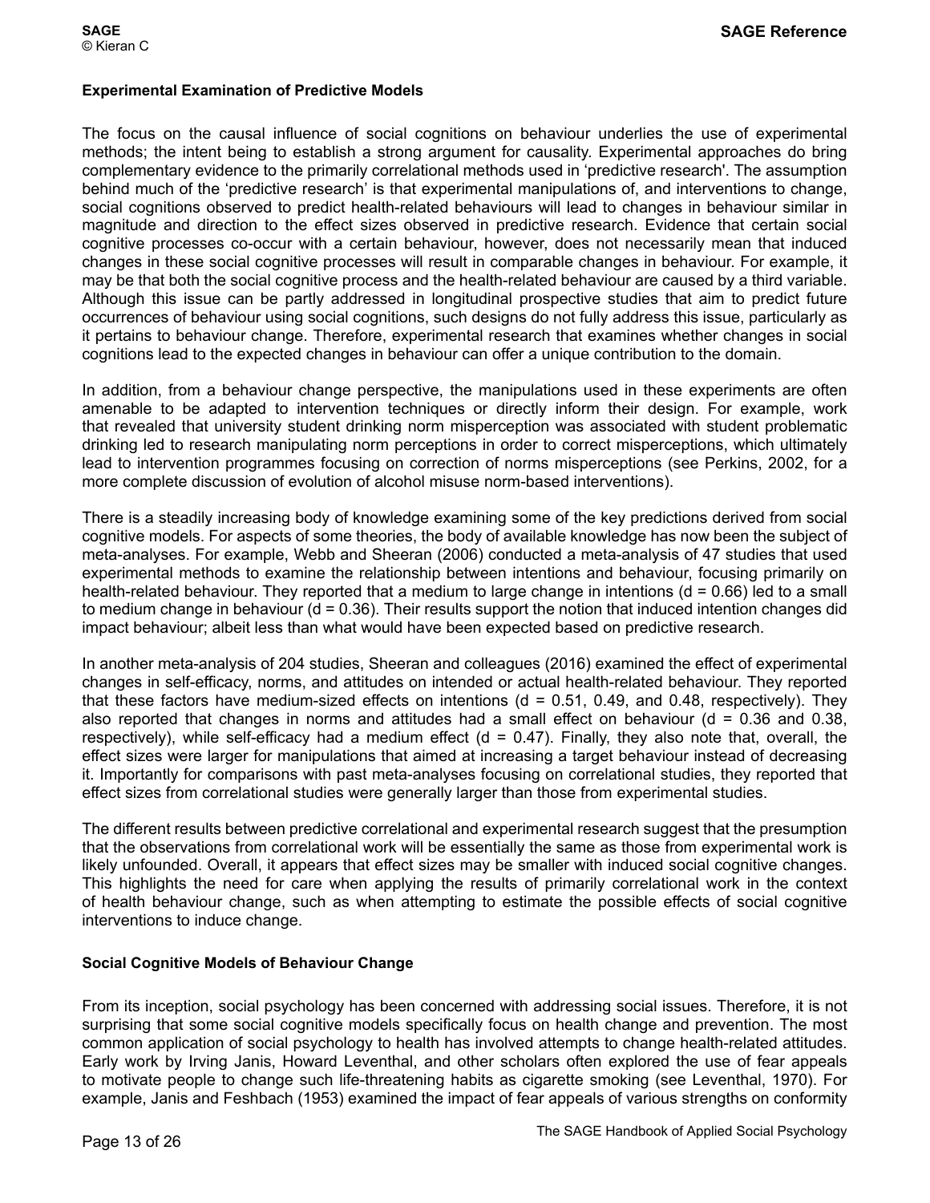### Experimental Examination of Predictive Models

The focus on the causal influence of social cognitions on behaviour underlies the use of experimental methods; the intent being to establish a strong argument for causality. Experimental approaches do bring complementary evidence to the primarily correlational methods used in 'predictive research'. The assumption behind much of the 'predictive research' is that experimental manipulations of, and interventions to change, social cognitions observed to predict health-related behaviours will lead to changes in behaviour similar in magnitude and direction to the effect sizes observed in predictive research. Evidence that certain social cognitive processes co-occur with a certain behaviour, however, does not necessarily mean that induced changes in these social cognitive processes will result in comparable changes in behaviour. For example, it may be that both the social cognitive process and the health-related behaviour are caused by a third variable. Although this issue can be partly addressed in longitudinal prospective studies that aim to predict future occurrences of behaviour using social cognitions, such designs do not fully address this issue, particularly as it pertains to behaviour change. Therefore, experimental research that examines whether changes in social cognitions lead to the expected changes in behaviour can offer a unique contribution to the domain.

In addition, from a behaviour change perspective, the manipulations used in these experiments are often amenable to be adapted to intervention techniques or directly inform their design. For example, work that revealed that university student drinking norm misperception was associated with student problematic drinking led to research manipulating norm perceptions in order to correct misperceptions, which ultimately lead to intervention programmes focusing on correction of norms misperceptions (see Perkins, 2002, for a more complete discussion of evolution of alcohol misuse norm-based interventions).

There is a steadily increasing body of knowledge examining some of the key predictions derived from social cognitive models. For aspects of some theories, the body of available knowledge has now been the subject of meta-analyses. For example, Webb and Sheeran (2006) conducted a meta-analysis of 47 studies that used experimental methods to examine the relationship between intentions and behaviour, focusing primarily on health-related behaviour. They reported that a medium to large change in intentions ($d = 0.66$) led to a small to medium change in behaviour ($d = 0.36$). Their results support the notion that induced intention changes did impact behaviour; albeit less than what would have been expected based on predictive research.

In another meta-analysis of 204 studies, Sheeran and colleagues (2016) examined the effect of experimental changes in self-efficacy, norms, and attitudes on intended or actual health-related behaviour. They reported that these factors have medium-sized effects on intentions ($d = 0.51$, 0.49, and 0.48, respectively). They also reported that changes in norms and attitudes had a small effect on behaviour ($d = 0.36$ and 0.38, respectively), while self-efficacy had a medium effect ($d = 0.47$). Finally, they also note that, overall, the effect sizes were larger for manipulations that aimed at increasing a target behaviour instead of decreasing it. Importantly for comparisons with past meta-analyses focusing on correlational studies, they reported that effect sizes from correlational studies were generally larger than those from experimental studies.

The different results between predictive correlational and experimental research suggest that the presumption that the observations from correlational work will be essentially the same as those from experimental work is likely unfounded. Overall, it appears that effect sizes may be smaller with induced social cognitive changes. This highlights the need for care when applying the results of primarily correlational work in the context of health behaviour change, such as when attempting to estimate the possible effects of social cognitive interventions to induce change.

### Social Cognitive Models of Behaviour Change

From its inception, social psychology has been concerned with addressing social issues. Therefore, it is not surprising that some social cognitive models specifically focus on health change and prevention. The most common application of social psychology to health has involved attempts to change health-related attitudes. Early work by Irving Janis, Howard Leventhal, and other scholars often explored the use of fear appeals to motivate people to change such life-threatening habits as cigarette smoking (see Leventhal, 1970). For example, Janis and Feshbach (1953) examined the impact of fear appeals of various strengths on conformity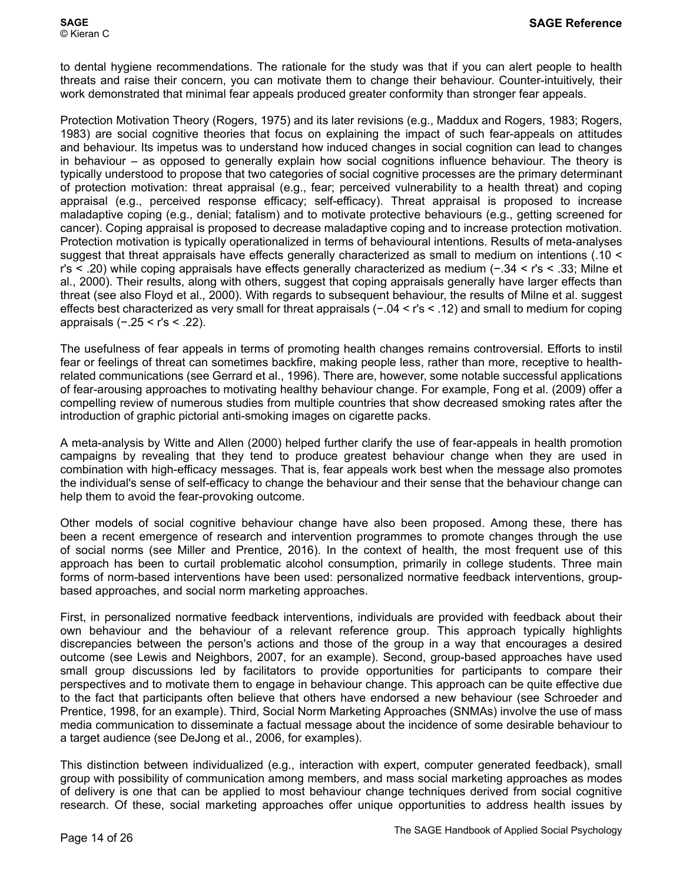to dental hygiene recommendations. The rationale for the study was that if you can alert people to health threats and raise their concern, you can motivate them to change their behaviour. Counter-intuitively, their work demonstrated that minimal fear appeals produced greater conformity than stronger fear appeals.

Protection Motivation Theory (Rogers, 1975) and its later revisions (e.g., Maddux and Rogers, 1983; Rogers, 1983) are social cognitive theories that focus on explaining the impact of such fear-appeals on attitudes and behaviour. Its impetus was to understand how induced changes in social cognition can lead to changes in behaviour – as opposed to generally explain how social cognitions influence behaviour. The theory is typically understood to propose that two categories of social cognitive processes are the primary determinant of protection motivation: threat appraisal (e.g., fear; perceived vulnerability to a health threat) and coping appraisal (e.g., perceived response efficacy; self-efficacy). Threat appraisal is proposed to increase maladaptive coping (e.g., denial; fatalism) and to motivate protective behaviours (e.g., getting screened for cancer). Coping appraisal is proposed to decrease maladaptive coping and to increase protection motivation. Protection motivation is typically operationalized in terms of behavioural intentions. Results of meta-analyses suggest that threat appraisals have effects generally characterized as small to medium on intentions (.10 < r's < .20) while coping appraisals have effects generally characterized as medium (−.34 < r's < .33; Milne et al., 2000). Their results, along with others, suggest that coping appraisals generally have larger effects than threat (see also Floyd et al., 2000). With regards to subsequent behaviour, the results of Milne et al. suggest effects best characterized as very small for threat appraisals (−.04 < r's < .12) and small to medium for coping appraisals (−.25 < r's < .22).

The usefulness of fear appeals in terms of promoting health changes remains controversial. Efforts to instil fear or feelings of threat can sometimes backfire, making people less, rather than more, receptive to health-related communications (see Gerrard et al., 1996). There are, however, some notable successful applications of fear-arousing approaches to motivating healthy behaviour change. For example, Fong et al. (2009) offer a compelling review of numerous studies from multiple countries that show decreased smoking rates after the introduction of graphic pictorial anti-smoking images on cigarette packs.

A meta-analysis by Witte and Allen (2000) helped further clarify the use of fear-appeals in health promotion campaigns by revealing that they tend to produce greatest behaviour change when they are used in combination with high-efficacy messages. That is, fear appeals work best when the message also promotes the individual's sense of self-efficacy to change the behaviour and their sense that the behaviour change can help them to avoid the fear-provoking outcome.

Other models of social cognitive behaviour change have also been proposed. Among these, there has been a recent emergence of research and intervention programmes to promote changes through the use of social norms (see Miller and Prentice, 2016). In the context of health, the most frequent use of this approach has been to curtail problematic alcohol consumption, primarily in college students. Three main forms of norm-based interventions have been used: personalized normative feedback interventions, group-based approaches, and social norm marketing approaches.

First, in personalized normative feedback interventions, individuals are provided with feedback about their own behaviour and the behaviour of a relevant reference group. This approach typically highlights discrepancies between the person's actions and those of the group in a way that encourages a desired outcome (see Lewis and Neighbors, 2007, for an example). Second, group-based approaches have used small group discussions led by facilitators to provide opportunities for participants to compare their perspectives and to motivate them to engage in behaviour change. This approach can be quite effective due to the fact that participants often believe that others have endorsed a new behaviour (see Schroeder and Prentice, 1998, for an example). Third, Social Norm Marketing Approaches (SNMAs) involve the use of mass media communication to disseminate a factual message about the incidence of some desirable behaviour to a target audience (see DeJong et al., 2006, for examples).

This distinction between individualized (e.g., interaction with expert, computer generated feedback), small group with possibility of communication among members, and mass social marketing approaches as modes of delivery is one that can be applied to most behaviour change techniques derived from social cognitive research. Of these, social marketing approaches offer unique opportunities to address health issues by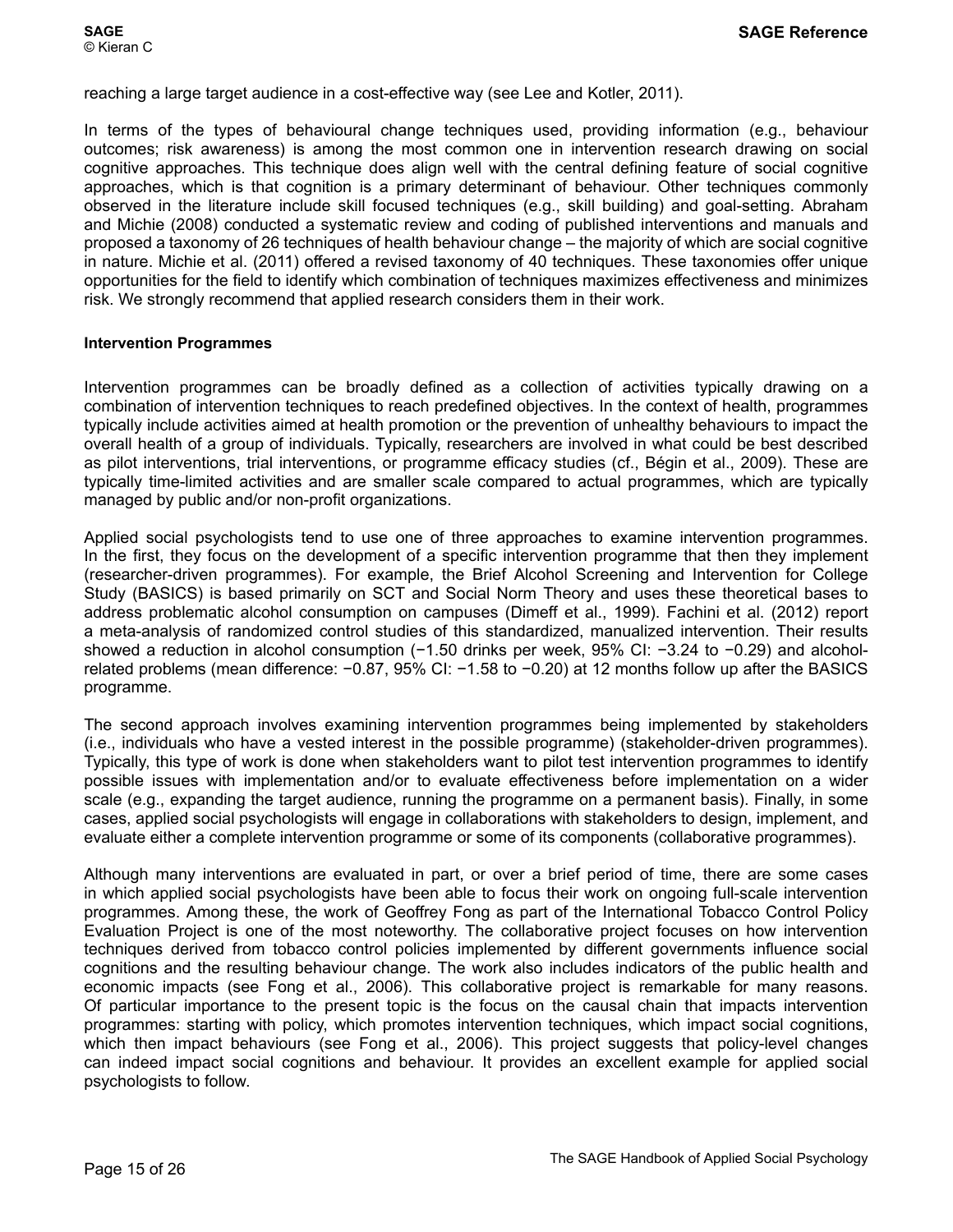reaching a large target audience in a cost-effective way (see Lee and Kotler, 2011).

In terms of the types of behavioural change techniques used, providing information (e.g., behaviour outcomes; risk awareness) is among the most common one in intervention research drawing on social cognitive approaches. This technique does align well with the central defining feature of social cognitive approaches, which is that cognition is a primary determinant of behaviour. Other techniques commonly observed in the literature include skill focused techniques (e.g., skill building) and goal-setting. Abraham and Michie (2008) conducted a systematic review and coding of published interventions and manuals and proposed a taxonomy of 26 techniques of health behaviour change – the majority of which are social cognitive in nature. Michie et al. (2011) offered a revised taxonomy of 40 techniques. These taxonomies offer unique opportunities for the field to identify which combination of techniques maximizes effectiveness and minimizes risk. We strongly recommend that applied research considers them in their work.

**Intervention Programmes**

Intervention programmes can be broadly defined as a collection of activities typically drawing on a combination of intervention techniques to reach predefined objectives. In the context of health, programmes typically include activities aimed at health promotion or the prevention of unhealthy behaviours to impact the overall health of a group of individuals. Typically, researchers are involved in what could be best described as pilot interventions, trial interventions, or programme efficacy studies (cf., Bégin et al., 2009). These are typically time-limited activities and are smaller scale compared to actual programmes, which are typically managed by public and/or non-profit organizations.

Applied social psychologists tend to use one of three approaches to examine intervention programmes. In the first, they focus on the development of a specific intervention programme that then they implement (researcher-driven programmes). For example, the Brief Alcohol Screening and Intervention for College Study (BASICS) is based primarily on SCT and Social Norm Theory and uses these theoretical bases to address problematic alcohol consumption on campuses (Dimeff et al., 1999). Fachini et al. (2012) report a meta-analysis of randomized control studies of this standardized, manualized intervention. Their results showed a reduction in alcohol consumption (−1.50 drinks per week, 95% CI: −3.24 to −0.29) and alcohol-related problems (mean difference: −0.87, 95% CI: −1.58 to −0.20) at 12 months follow up after the BASICS programme.

The second approach involves examining intervention programmes being implemented by stakeholders (i.e., individuals who have a vested interest in the possible programme) (stakeholder-driven programmes). Typically, this type of work is done when stakeholders want to pilot test intervention programmes to identify possible issues with implementation and/or to evaluate effectiveness before implementation on a wider scale (e.g., expanding the target audience, running the programme on a permanent basis). Finally, in some cases, applied social psychologists will engage in collaborations with stakeholders to design, implement, and evaluate either a complete intervention programme or some of its components (collaborative programmes).

Although many interventions are evaluated in part, or over a brief period of time, there are some cases in which applied social psychologists have been able to focus their work on ongoing full-scale intervention programmes. Among these, the work of Geoffrey Fong as part of the International Tobacco Control Policy Evaluation Project is one of the most noteworthy. The collaborative project focuses on how intervention techniques derived from tobacco control policies implemented by different governments influence social cognitions and the resulting behaviour change. The work also includes indicators of the public health and economic impacts (see Fong et al., 2006). This collaborative project is remarkable for many reasons. Of particular importance to the present topic is the focus on the causal chain that impacts intervention programmes: starting with policy, which promotes intervention techniques, which impact social cognitions, which then impact behaviours (see Fong et al., 2006). This project suggests that policy-level changes can indeed impact social cognitions and behaviour. It provides an excellent example for applied social psychologists to follow.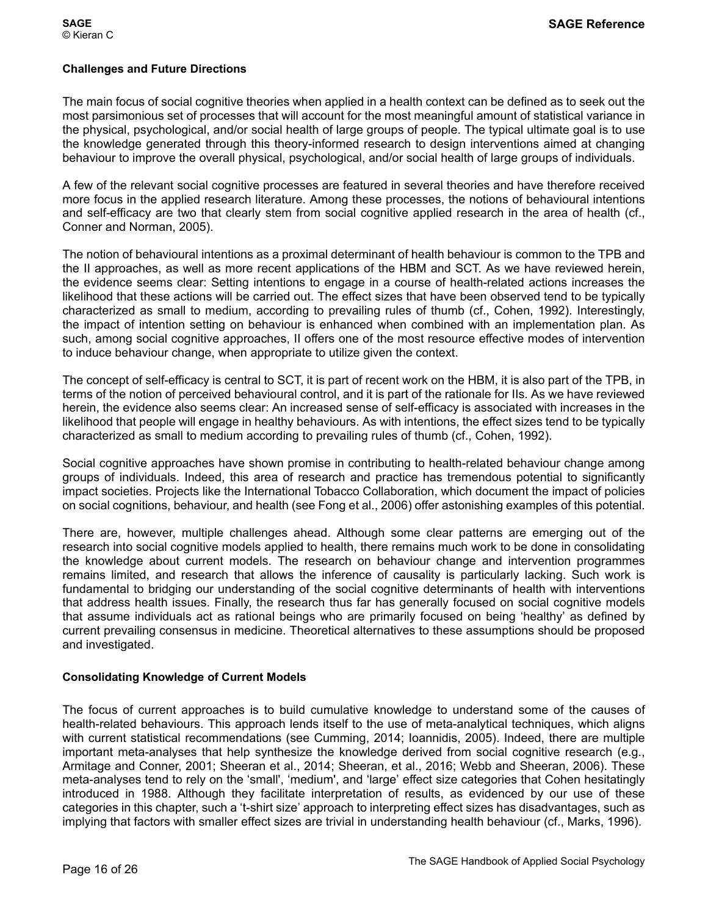### Challenges and Future Directions

The main focus of social cognitive theories when applied in a health context can be defined as to seek out the most parsimonious set of processes that will account for the most meaningful amount of statistical variance in the physical, psychological, and/or social health of large groups of people. The typical ultimate goal is to use the knowledge generated through this theory-informed research to design interventions aimed at changing behaviour to improve the overall physical, psychological, and/or social health of large groups of individuals.

A few of the relevant social cognitive processes are featured in several theories and have therefore received more focus in the applied research literature. Among these processes, the notions of behavioural intentions and self-efficacy are two that clearly stem from social cognitive applied research in the area of health (cf., Conner and Norman, 2005).

The notion of behavioural intentions as a proximal determinant of health behaviour is common to the TPB and the II approaches, as well as more recent applications of the HBM and SCT. As we have reviewed herein, the evidence seems clear: Setting intentions to engage in a course of health-related actions increases the likelihood that these actions will be carried out. The effect sizes that have been observed tend to be typically characterized as small to medium, according to prevailing rules of thumb (cf., Cohen, 1992). Interestingly, the impact of intention setting on behaviour is enhanced when combined with an implementation plan. As such, among social cognitive approaches, II offers one of the most resource effective modes of intervention to induce behaviour change, when appropriate to utilize given the context.

The concept of self-efficacy is central to SCT, it is part of recent work on the HBM, it is also part of the TPB, in terms of the notion of perceived behavioural control, and it is part of the rationale for IIs. As we have reviewed herein, the evidence also seems clear: An increased sense of self-efficacy is associated with increases in the likelihood that people will engage in healthy behaviours. As with intentions, the effect sizes tend to be typically characterized as small to medium according to prevailing rules of thumb (cf., Cohen, 1992).

Social cognitive approaches have shown promise in contributing to health-related behaviour change among groups of individuals. Indeed, this area of research and practice has tremendous potential to significantly impact societies. Projects like the International Tobacco Collaboration, which document the impact of policies on social cognitions, behaviour, and health (see Fong et al., 2006) offer astonishing examples of this potential.

There are, however, multiple challenges ahead. Although some clear patterns are emerging out of the research into social cognitive models applied to health, there remains much work to be done in consolidating the knowledge about current models. The research on behaviour change and intervention programmes remains limited, and research that allows the inference of causality is particularly lacking. Such work is fundamental to bridging our understanding of the social cognitive determinants of health with interventions that address health issues. Finally, the research thus far has generally focused on social cognitive models that assume individuals act as rational beings who are primarily focused on being 'healthy' as defined by current prevailing consensus in medicine. Theoretical alternatives to these assumptions should be proposed and investigated.

### Consolidating Knowledge of Current Models

The focus of current approaches is to build cumulative knowledge to understand some of the causes of health-related behaviours. This approach lends itself to the use of meta-analytical techniques, which aligns with current statistical recommendations (see Cumming, 2014; Ioannidis, 2005). Indeed, there are multiple important meta-analyses that help synthesize the knowledge derived from social cognitive research (e.g., Armitage and Conner, 2001; Sheeran et al., 2014; Sheeran, et al., 2016; Webb and Sheeran, 2006). These meta-analyses tend to rely on the 'small', 'medium', and 'large' effect size categories that Cohen hesitatingly introduced in 1988. Although they facilitate interpretation of results, as evidenced by our use of these categories in this chapter, such a 't-shirt size' approach to interpreting effect sizes has disadvantages, such as implying that factors with smaller effect sizes are trivial in understanding health behaviour (cf., Marks, 1996).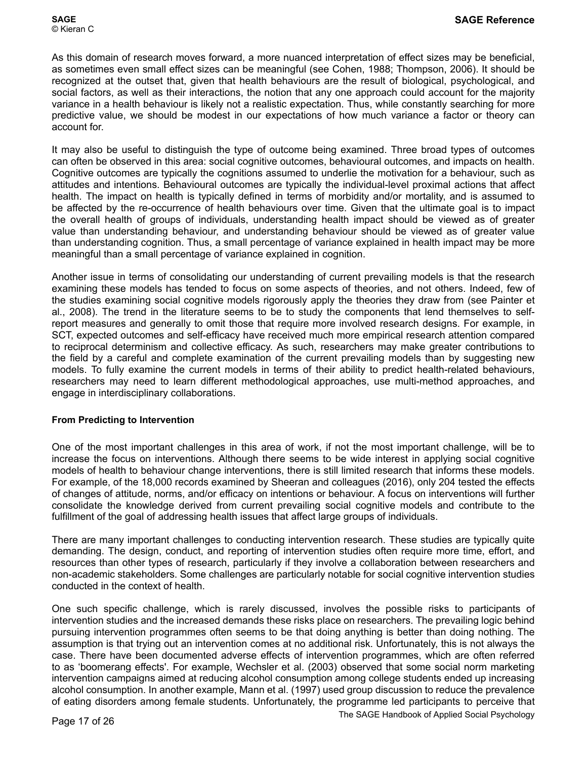As this domain of research moves forward, a more nuanced interpretation of effect sizes may be beneficial, as sometimes even small effect sizes can be meaningful (see Cohen, 1988; Thompson, 2006). It should be recognized at the outset that, given that health behaviours are the result of biological, psychological, and social factors, as well as their interactions, the notion that any one approach could account for the majority variance in a health behaviour is likely not a realistic expectation. Thus, while constantly searching for more predictive value, we should be modest in our expectations of how much variance a factor or theory can account for.

It may also be useful to distinguish the type of outcome being examined. Three broad types of outcomes can often be observed in this area: social cognitive outcomes, behavioural outcomes, and impacts on health. Cognitive outcomes are typically the cognitions assumed to underlie the motivation for a behaviour, such as attitudes and intentions. Behavioural outcomes are typically the individual-level proximal actions that affect health. The impact on health is typically defined in terms of morbidity and/or mortality, and is assumed to be affected by the re-occurrence of health behaviours over time. Given that the ultimate goal is to impact the overall health of groups of individuals, understanding health impact should be viewed as of greater value than understanding behaviour, and understanding behaviour should be viewed as of greater value than understanding cognition. Thus, a small percentage of variance explained in health impact may be more meaningful than a small percentage of variance explained in cognition.

Another issue in terms of consolidating our understanding of current prevailing models is that the research examining these models has tended to focus on some aspects of theories, and not others. Indeed, few of the studies examining social cognitive models rigorously apply the theories they draw from (see Painter et al., 2008). The trend in the literature seems to be to study the components that lend themselves to self-report measures and generally to omit those that require more involved research designs. For example, in SCT, expected outcomes and self-efficacy have received much more empirical research attention compared to reciprocal determinism and collective efficacy. As such, researchers may make greater contributions to the field by a careful and complete examination of the current prevailing models than by suggesting new models. To fully examine the current models in terms of their ability to predict health-related behaviours, researchers may need to learn different methodological approaches, use multi-method approaches, and engage in interdisciplinary collaborations.

### From Predicting to Intervention

One of the most important challenges in this area of work, if not the most important challenge, will be to increase the focus on interventions. Although there seems to be wide interest in applying social cognitive models of health to behaviour change interventions, there is still limited research that informs these models. For example, of the 18,000 records examined by Sheeran and colleagues (2016), only 204 tested the effects of changes of attitude, norms, and/or efficacy on intentions or behaviour. A focus on interventions will further consolidate the knowledge derived from current prevailing social cognitive models and contribute to the fulfillment of the goal of addressing health issues that affect large groups of individuals.

There are many important challenges to conducting intervention research. These studies are typically quite demanding. The design, conduct, and reporting of intervention studies often require more time, effort, and resources than other types of research, particularly if they involve a collaboration between researchers and non-academic stakeholders. Some challenges are particularly notable for social cognitive intervention studies conducted in the context of health.

One such specific challenge, which is rarely discussed, involves the possible risks to participants of intervention studies and the increased demands these risks place on researchers. The prevailing logic behind pursuing intervention programmes often seems to be that doing anything is better than doing nothing. The assumption is that trying out an intervention comes at no additional risk. Unfortunately, this is not always the case. There have been documented adverse effects of intervention programmes, which are often referred to as 'boomerang effects'. For example, Wechsler et al. (2003) observed that some social norm marketing intervention campaigns aimed at reducing alcohol consumption among college students ended up increasing alcohol consumption. In another example, Mann et al. (1997) used group discussion to reduce the prevalence of eating disorders among female students. Unfortunately, the programme led participants to perceive that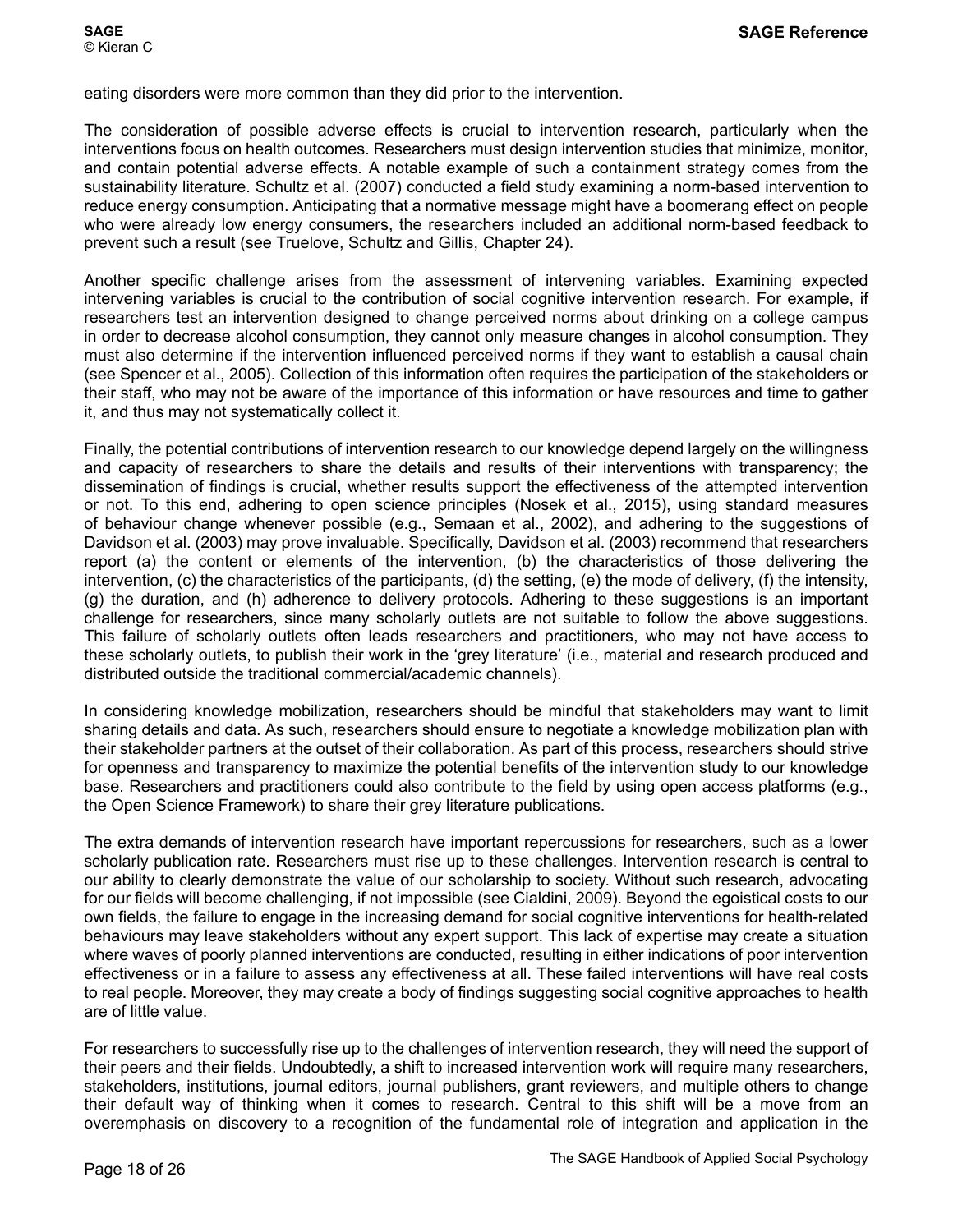eating disorders were more common than they did prior to the intervention.

The consideration of possible adverse effects is crucial to intervention research, particularly when the interventions focus on health outcomes. Researchers must design intervention studies that minimize, monitor, and contain potential adverse effects. A notable example of such a containment strategy comes from the sustainability literature. Schultz et al. (2007) conducted a field study examining a norm-based intervention to reduce energy consumption. Anticipating that a normative message might have a boomerang effect on people who were already low energy consumers, the researchers included an additional norm-based feedback to prevent such a result (see Truelove, Schultz and Gillis, Chapter 24).

Another specific challenge arises from the assessment of intervening variables. Examining expected intervening variables is crucial to the contribution of social cognitive intervention research. For example, if researchers test an intervention designed to change perceived norms about drinking on a college campus in order to decrease alcohol consumption, they cannot only measure changes in alcohol consumption. They must also determine if the intervention influenced perceived norms if they want to establish a causal chain (see Spencer et al., 2005). Collection of this information often requires the participation of the stakeholders or their staff, who may not be aware of the importance of this information or have resources and time to gather it, and thus may not systematically collect it.

Finally, the potential contributions of intervention research to our knowledge depend largely on the willingness and capacity of researchers to share the details and results of their interventions with transparency; the dissemination of findings is crucial, whether results support the effectiveness of the attempted intervention or not. To this end, adhering to open science principles (Nosek et al., 2015), using standard measures of behaviour change whenever possible (e.g., Semaan et al., 2002), and adhering to the suggestions of Davidson et al. (2003) may prove invaluable. Specifically, Davidson et al. (2003) recommend that researchers report (a) the content or elements of the intervention, (b) the characteristics of those delivering the intervention, (c) the characteristics of the participants, (d) the setting, (e) the mode of delivery, (f) the intensity, (g) the duration, and (h) adherence to delivery protocols. Adhering to these suggestions is an important challenge for researchers, since many scholarly outlets are not suitable to follow the above suggestions. This failure of scholarly outlets often leads researchers and practitioners, who may not have access to these scholarly outlets, to publish their work in the 'grey literature' (i.e., material and research produced and distributed outside the traditional commercial/academic channels).

In considering knowledge mobilization, researchers should be mindful that stakeholders may want to limit sharing details and data. As such, researchers should ensure to negotiate a knowledge mobilization plan with their stakeholder partners at the outset of their collaboration. As part of this process, researchers should strive for openness and transparency to maximize the potential benefits of the intervention study to our knowledge base. Researchers and practitioners could also contribute to the field by using open access platforms (e.g., the Open Science Framework) to share their grey literature publications.

The extra demands of intervention research have important repercussions for researchers, such as a lower scholarly publication rate. Researchers must rise up to these challenges. Intervention research is central to our ability to clearly demonstrate the value of our scholarship to society. Without such research, advocating for our fields will become challenging, if not impossible (see Cialdini, 2009). Beyond the egoistical costs to our own fields, the failure to engage in the increasing demand for social cognitive interventions for health-related behaviours may leave stakeholders without any expert support. This lack of expertise may create a situation where waves of poorly planned interventions are conducted, resulting in either indications of poor intervention effectiveness or in a failure to assess any effectiveness at all. These failed interventions will have real costs to real people. Moreover, they may create a body of findings suggesting social cognitive approaches to health are of little value.

For researchers to successfully rise up to the challenges of intervention research, they will need the support of their peers and their fields. Undoubtedly, a shift to increased intervention work will require many researchers, stakeholders, institutions, journal editors, journal publishers, grant reviewers, and multiple others to change their default way of thinking when it comes to research. Central to this shift will be a move from an overemphasis on discovery to a recognition of the fundamental role of integration and application in the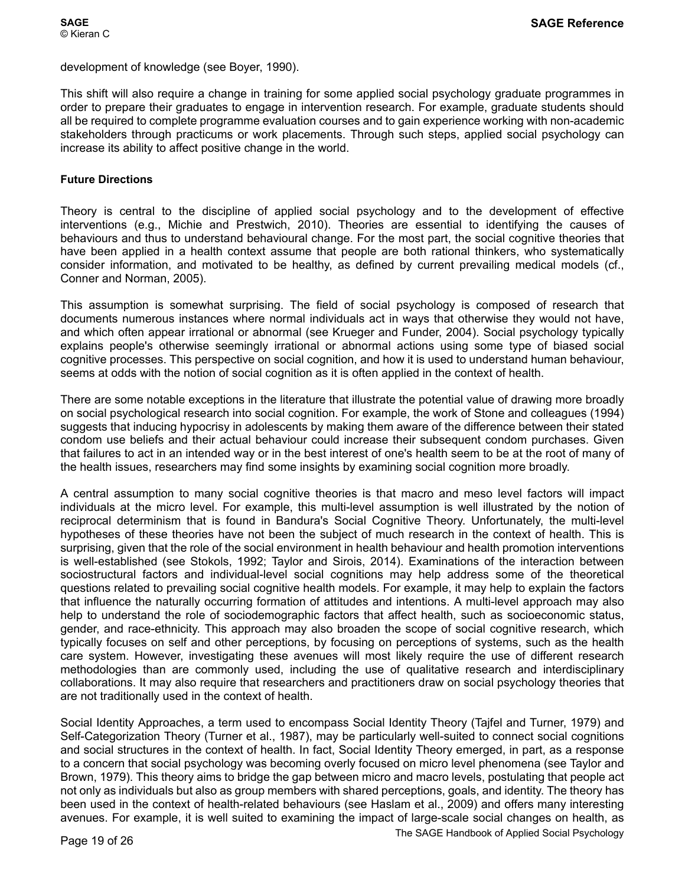development of knowledge (see Boyer, 1990).

This shift will also require a change in training for some applied social psychology graduate programmes in order to prepare their graduates to engage in intervention research. For example, graduate students should all be required to complete programme evaluation courses and to gain experience working with non-academic stakeholders through practicums or work placements. Through such steps, applied social psychology can increase its ability to affect positive change in the world.

**Future Directions**

Theory is central to the discipline of applied social psychology and to the development of effective interventions (e.g., Michie and Prestwich, 2010). Theories are essential to identifying the causes of behaviours and thus to understand behavioural change. For the most part, the social cognitive theories that have been applied in a health context assume that people are both rational thinkers, who systematically consider information, and motivated to be healthy, as defined by current prevailing medical models (cf., Conner and Norman, 2005).

This assumption is somewhat surprising. The field of social psychology is composed of research that documents numerous instances where normal individuals act in ways that otherwise they would not have, and which often appear irrational or abnormal (see Krueger and Funder, 2004). Social psychology typically explains people's otherwise seemingly irrational or abnormal actions using some type of biased social cognitive processes. This perspective on social cognition, and how it is used to understand human behaviour, seems at odds with the notion of social cognition as it is often applied in the context of health.

There are some notable exceptions in the literature that illustrate the potential value of drawing more broadly on social psychological research into social cognition. For example, the work of Stone and colleagues (1994) suggests that inducing hypocrisy in adolescents by making them aware of the difference between their stated condom use beliefs and their actual behaviour could increase their subsequent condom purchases. Given that failures to act in an intended way or in the best interest of one's health seem to be at the root of many of the health issues, researchers may find some insights by examining social cognition more broadly.

A central assumption to many social cognitive theories is that macro and meso level factors will impact individuals at the micro level. For example, this multi-level assumption is well illustrated by the notion of reciprocal determinism that is found in Bandura's Social Cognitive Theory. Unfortunately, the multi-level hypotheses of these theories have not been the subject of much research in the context of health. This is surprising, given that the role of the social environment in health behaviour and health promotion interventions is well-established (see Stokols, 1992; Taylor and Sirois, 2014). Examinations of the interaction between sociostructural factors and individual-level social cognitions may help address some of the theoretical questions related to prevailing social cognitive health models. For example, it may help to explain the factors that influence the naturally occurring formation of attitudes and intentions. A multi-level approach may also help to understand the role of sociodemographic factors that affect health, such as socioeconomic status, gender, and race-ethnicity. This approach may also broaden the scope of social cognitive research, which typically focuses on self and other perceptions, by focusing on perceptions of systems, such as the health care system. However, investigating these avenues will most likely require the use of different research methodologies than are commonly used, including the use of qualitative research and interdisciplinary collaborations. It may also require that researchers and practitioners draw on social psychology theories that are not traditionally used in the context of health.

Social Identity Approaches, a term used to encompass Social Identity Theory (Tajfel and Turner, 1979) and Self-Categorization Theory (Turner et al., 1987), may be particularly well-suited to connect social cognitions and social structures in the context of health. In fact, Social Identity Theory emerged, in part, as a response to a concern that social psychology was becoming overly focused on micro level phenomena (see Taylor and Brown, 1979). This theory aims to bridge the gap between micro and macro levels, postulating that people act not only as individuals but also as group members with shared perceptions, goals, and identity. The theory has been used in the context of health-related behaviours (see Haslam et al., 2009) and offers many interesting avenues. For example, it is well suited to examining the impact of large-scale social changes on health, as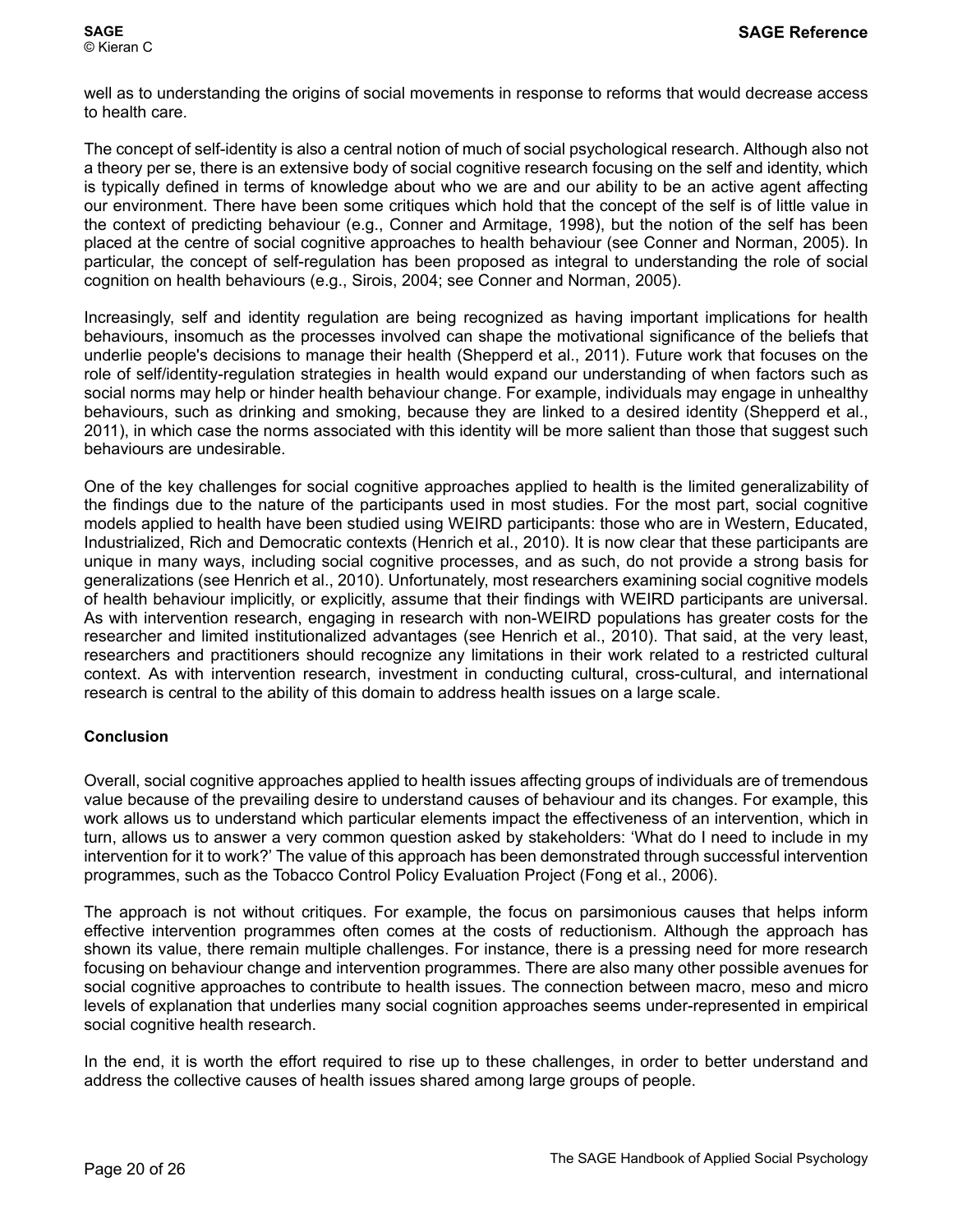well as to understanding the origins of social movements in response to reforms that would decrease access to health care.

The concept of self-identity is also a central notion of much of social psychological research. Although also not a theory per se, there is an extensive body of social cognitive research focusing on the self and identity, which is typically defined in terms of knowledge about who we are and our ability to be an active agent affecting our environment. There have been some critiques which hold that the concept of the self is of little value in the context of predicting behaviour (e.g., Conner and Armitage, 1998), but the notion of the self has been placed at the centre of social cognitive approaches to health behaviour (see Conner and Norman, 2005). In particular, the concept of self-regulation has been proposed as integral to understanding the role of social cognition on health behaviours (e.g., Sirois, 2004; see Conner and Norman, 2005).

Increasingly, self and identity regulation are being recognized as having important implications for health behaviours, insomuch as the processes involved can shape the motivational significance of the beliefs that underlie people's decisions to manage their health (Shepperd et al., 2011). Future work that focuses on the role of self/identity-regulation strategies in health would expand our understanding of when factors such as social norms may help or hinder health behaviour change. For example, individuals may engage in unhealthy behaviours, such as drinking and smoking, because they are linked to a desired identity (Shepperd et al., 2011), in which case the norms associated with this identity will be more salient than those that suggest such behaviours are undesirable.

One of the key challenges for social cognitive approaches applied to health is the limited generalizability of the findings due to the nature of the participants used in most studies. For the most part, social cognitive models applied to health have been studied using WEIRD participants: those who are in Western, Educated, Industrialized, Rich and Democratic contexts (Henrich et al., 2010). It is now clear that these participants are unique in many ways, including social cognitive processes, and as such, do not provide a strong basis for generalizations (see Henrich et al., 2010). Unfortunately, most researchers examining social cognitive models of health behaviour implicitly, or explicitly, assume that their findings with WEIRD participants are universal. As with intervention research, engaging in research with non-WEIRD populations has greater costs for the researcher and limited institutionalized advantages (see Henrich et al., 2010). That said, at the very least, researchers and practitioners should recognize any limitations in their work related to a restricted cultural context. As with intervention research, investment in conducting cultural, cross-cultural, and international research is central to the ability of this domain to address health issues on a large scale.

**Conclusion**

Overall, social cognitive approaches applied to health issues affecting groups of individuals are of tremendous value because of the prevailing desire to understand causes of behaviour and its changes. For example, this work allows us to understand which particular elements impact the effectiveness of an intervention, which in turn, allows us to answer a very common question asked by stakeholders: 'What do I need to include in my intervention for it to work?' The value of this approach has been demonstrated through successful intervention programmes, such as the Tobacco Control Policy Evaluation Project (Fong et al., 2006).

The approach is not without critiques. For example, the focus on parsimonious causes that helps inform effective intervention programmes often comes at the costs of reductionism. Although the approach has shown its value, there remain multiple challenges. For instance, there is a pressing need for more research focusing on behaviour change and intervention programmes. There are also many other possible avenues for social cognitive approaches to contribute to health issues. The connection between macro, meso and micro levels of explanation that underlies many social cognition approaches seems under-represented in empirical social cognitive health research.

In the end, it is worth the effort required to rise up to these challenges, in order to better understand and address the collective causes of health issues shared among large groups of people.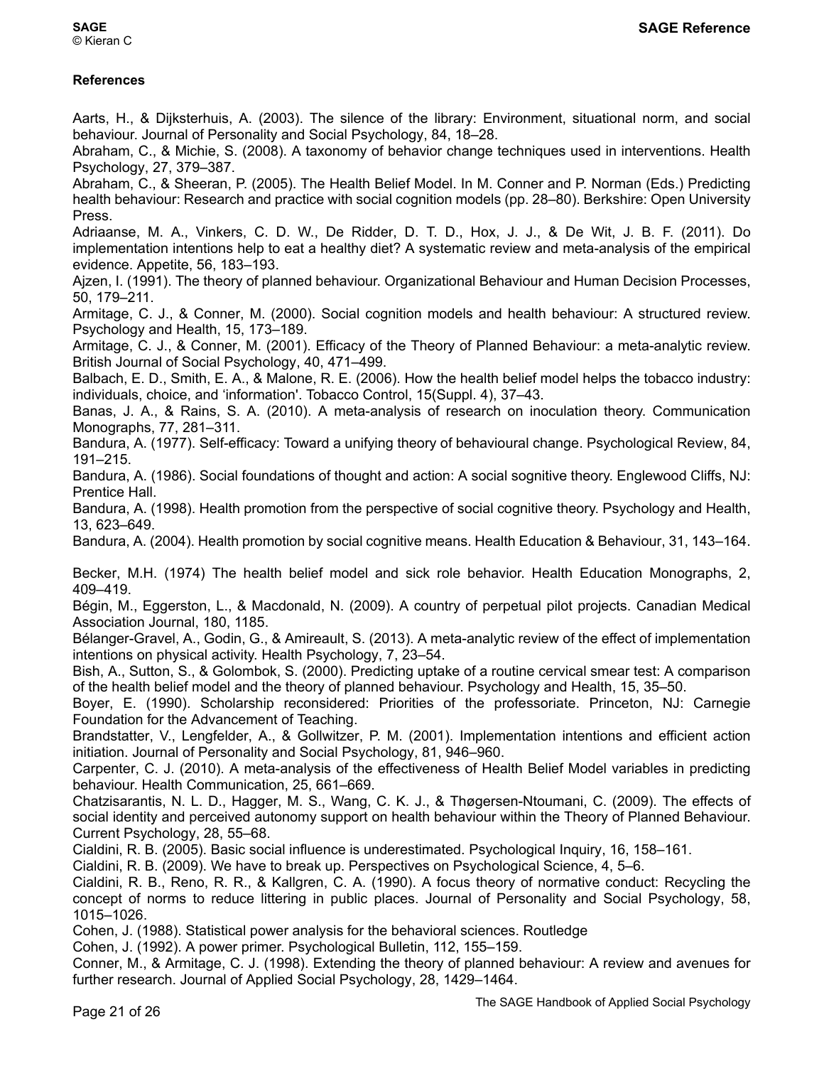**References**

Aarts, H., & Dijksterhuis, A. (2003). The silence of the library: Environment, situational norm, and social behaviour. Journal of Personality and Social Psychology, 84, 18–28.

Abraham, C., & Michie, S. (2008). A taxonomy of behavior change techniques used in interventions. Health Psychology, 27, 379–387.

Abraham, C., & Sheeran, P. (2005). The Health Belief Model. In M. Conner and P. Norman (Eds.) Predicting health behaviour: Research and practice with social cognition models (pp. 28–80). Berkshire: Open University Press.

Adriaanse, M. A., Vinkers, C. D. W., De Ridder, D. T. D., Hox, J. J., & De Wit, J. B. F. (2011). Do implementation intentions help to eat a healthy diet? A systematic review and meta-analysis of the empirical evidence. Appetite, 56, 183–193.

Ajzen, I. (1991). The theory of planned behaviour. Organizational Behaviour and Human Decision Processes, 50, 179–211.

Armitage, C. J., & Conner, M. (2000). Social cognition models and health behaviour: A structured review. Psychology and Health, 15, 173–189.

Armitage, C. J., & Conner, M. (2001). Efficacy of the Theory of Planned Behaviour: a meta-analytic review. British Journal of Social Psychology, 40, 471–499.

Balbach, E. D., Smith, E. A., & Malone, R. E. (2006). How the health belief model helps the tobacco industry: individuals, choice, and 'information'. Tobacco Control, 15(Suppl. 4), 37–43.

Banas, J. A., & Rains, S. A. (2010). A meta-analysis of research on inoculation theory. Communication Monographs, 77, 281–311.

Bandura, A. (1977). Self-efficacy: Toward a unifying theory of behavioural change. Psychological Review, 84, 191–215.

Bandura, A. (1986). Social foundations of thought and action: A social sognitive theory. Englewood Cliffs, NJ: Prentice Hall.

Bandura, A. (1998). Health promotion from the perspective of social cognitive theory. Psychology and Health, 13, 623–649.

Bandura, A. (2004). Health promotion by social cognitive means. Health Education & Behaviour, 31, 143–164.

Becker, M.H. (1974) The health belief model and sick role behavior. Health Education Monographs, 2, 409–419.

Bégin, M., Eggerston, L., & Macdonald, N. (2009). A country of perpetual pilot projects. Canadian Medical Association Journal, 180, 1185.

Bélanger-Gravel, A., Godin, G., & Amireault, S. (2013). A meta-analytic review of the effect of implementation intentions on physical activity. Health Psychology, 7, 23–54.

Bish, A., Sutton, S., & Golombok, S. (2000). Predicting uptake of a routine cervical smear test: A comparison of the health belief model and the theory of planned behaviour. Psychology and Health, 15, 35–50.

Boyer, E. (1990). Scholarship reconsidered: Priorities of the professoriate. Princeton, NJ: Carnegie Foundation for the Advancement of Teaching.

Brandstatter, V., Lengfelder, A., & Gollwitzer, P. M. (2001). Implementation intentions and efficient action initiation. Journal of Personality and Social Psychology, 81, 946–960.

Carpenter, C. J. (2010). A meta-analysis of the effectiveness of Health Belief Model variables in predicting behaviour. Health Communication, 25, 661–669.

Chatzisarantis, N. L. D., Hagger, M. S., Wang, C. K. J., & Thøgersen-Ntoumani, C. (2009). The effects of social identity and perceived autonomy support on health behaviour within the Theory of Planned Behaviour. Current Psychology, 28, 55–68.

Cialdini, R. B. (2005). Basic social influence is underestimated. Psychological Inquiry, 16, 158–161.

Cialdini, R. B. (2009). We have to break up. Perspectives on Psychological Science, 4, 5–6.

Cialdini, R. B., Reno, R. R., & Kallgren, C. A. (1990). A focus theory of normative conduct: Recycling the concept of norms to reduce littering in public places. Journal of Personality and Social Psychology, 58, 1015–1026.

Cohen, J. (1988). Statistical power analysis for the behavioral sciences. Routledge

Cohen, J. (1992). A power primer. Psychological Bulletin, 112, 155–159.

Conner, M., & Armitage, C. J. (1998). Extending the theory of planned behaviour: A review and avenues for further research. Journal of Applied Social Psychology, 28, 1429–1464.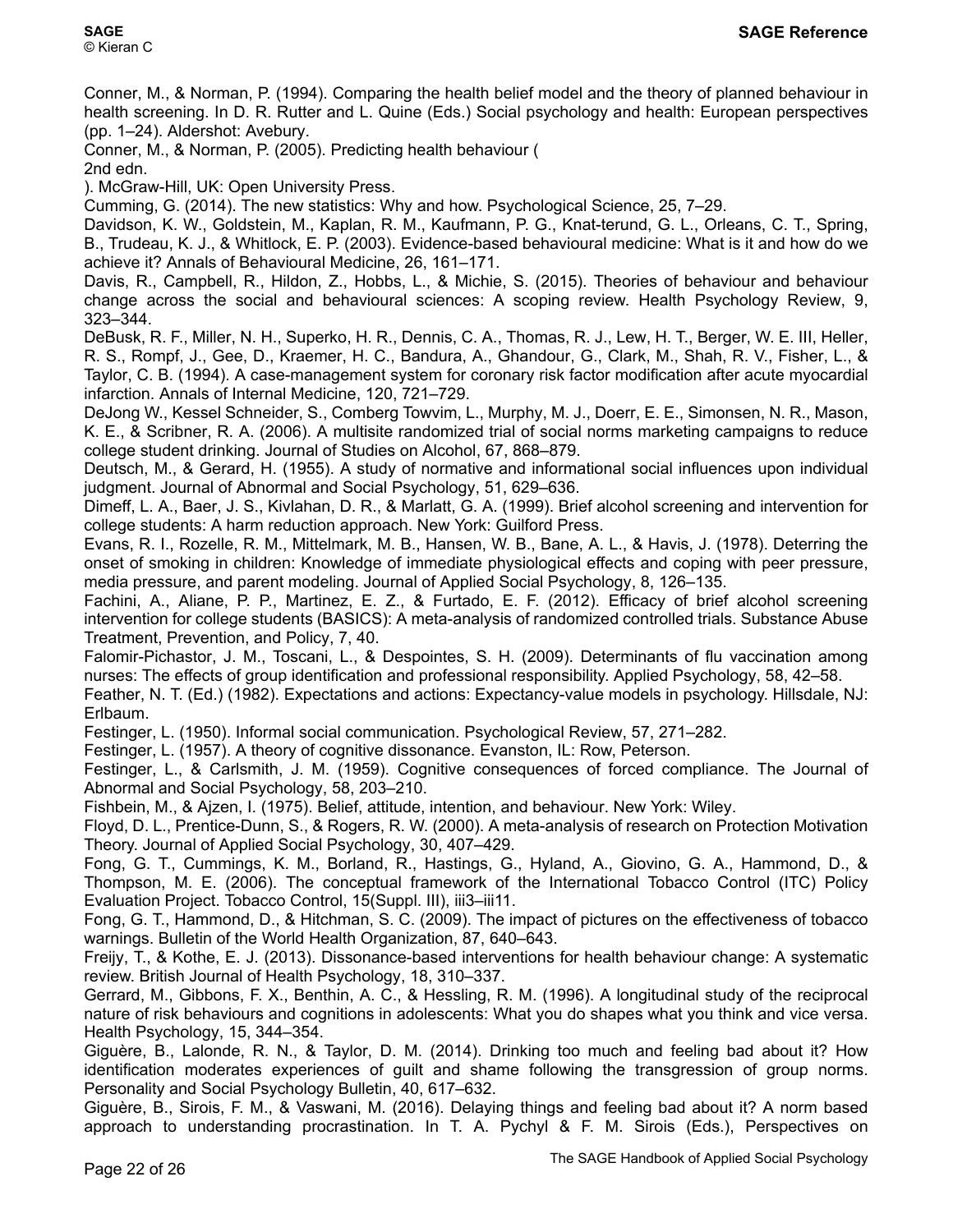Conner, M., & Norman, P. (1994). Comparing the health belief model and the theory of planned behaviour in health screening. In D. R. Rutter and L. Quine (Eds.) Social psychology and health: European perspectives (pp. 1–24). Aldershot: Avebury.

Conner, M., & Norman, P. (2005). Predicting health behaviour ( 2nd edn. ). McGraw-Hill, UK: Open University Press.

Cumming, G. (2014). The new statistics: Why and how. Psychological Science, 25, 7–29.

Davidson, K. W., Goldstein, M., Kaplan, R. M., Kaufmann, P. G., Knat-terund, G. L., Orleans, C. T., Spring, B., Trudeau, K. J., & Whitlock, E. P. (2003). Evidence-based behavioural medicine: What is it and how do we achieve it? Annals of Behavioural Medicine, 26, 161–171.

Davis, R., Campbell, R., Hildon, Z., Hobbs, L., & Michie, S. (2015). Theories of behaviour and behaviour change across the social and behavioural sciences: A scoping review. Health Psychology Review, 9, 323–344.

DeBusk, R. F., Miller, N. H., Superko, H. R., Dennis, C. A., Thomas, R. J., Lew, H. T., Berger, W. E. III, Heller, R. S., Rompf, J., Gee, D., Kraemer, H. C., Bandura, A., Ghandour, G., Clark, M., Shah, R. V., Fisher, L., & Taylor, C. B. (1994). A case-management system for coronary risk factor modification after acute myocardial infarction. Annals of Internal Medicine, 120, 721–729.

DeJong W., Kessel Schneider, S., Comberg Towvim, L., Murphy, M. J., Doerr, E. E., Simonsen, N. R., Mason, K. E., & Scribner, R. A. (2006). A multisite randomized trial of social norms marketing campaigns to reduce college student drinking. Journal of Studies on Alcohol, 67, 868–879.

Deutsch, M., & Gerard, H. (1955). A study of normative and informational social influences upon individual judgment. Journal of Abnormal and Social Psychology, 51, 629–636.

Dimeff, L. A., Baer, J. S., Kivlahan, D. R., & Marlatt, G. A. (1999). Brief alcohol screening and intervention for college students: A harm reduction approach. New York: Guilford Press.

Evans, R. I., Rozelle, R. M., Mittelmark, M. B., Hansen, W. B., Bane, A. L., & Havis, J. (1978). Deterring the onset of smoking in children: Knowledge of immediate physiological effects and coping with peer pressure, media pressure, and parent modeling. Journal of Applied Social Psychology, 8, 126–135.

Fachini, A., Aliane, P. P., Martinez, E. Z., & Furtado, E. F. (2012). Efficacy of brief alcohol screening intervention for college students (BASICS): A meta-analysis of randomized controlled trials. Substance Abuse Treatment, Prevention, and Policy, 7, 40.

Falomir-Pichastor, J. M., Toscani, L., & Despointes, S. H. (2009). Determinants of flu vaccination among nurses: The effects of group identification and professional responsibility. Applied Psychology, 58, 42–58.

Feather, N. T. (Ed.) (1982). Expectations and actions: Expectancy-value models in psychology. Hillsdale, NJ: Erlbaum.

Festinger, L. (1950). Informal social communication. Psychological Review, 57, 271–282.

Festinger, L. (1957). A theory of cognitive dissonance. Evanston, IL: Row, Peterson.

Festinger, L., & Carlsmith, J. M. (1959). Cognitive consequences of forced compliance. The Journal of Abnormal and Social Psychology, 58, 203–210.

Fishbein, M., & Ajzen, I. (1975). Belief, attitude, intention, and behaviour. New York: Wiley.

Floyd, D. L., Prentice-Dunn, S., & Rogers, R. W. (2000). A meta-analysis of research on Protection Motivation Theory. Journal of Applied Social Psychology, 30, 407–429.

Fong, G. T., Cummings, K. M., Borland, R., Hastings, G., Hyland, A., Giovino, G. A., Hammond, D., & Thompson, M. E. (2006). The conceptual framework of the International Tobacco Control (ITC) Policy Evaluation Project. Tobacco Control, 15(Suppl. III), iii3–iii11.

Fong, G. T., Hammond, D., & Hitchman, S. C. (2009). The impact of pictures on the effectiveness of tobacco warnings. Bulletin of the World Health Organization, 87, 640–643.

Freijy, T., & Kothe, E. J. (2013). Dissonance-based interventions for health behaviour change: A systematic review. British Journal of Health Psychology, 18, 310–337.

Gerrard, M., Gibbons, F. X., Benthin, A. C., & Hessling, R. M. (1996). A longitudinal study of the reciprocal nature of risk behaviours and cognitions in adolescents: What you do shapes what you think and vice versa. Health Psychology, 15, 344–354.

Giguère, B., Lalonde, R. N., & Taylor, D. M. (2014). Drinking too much and feeling bad about it? How identification moderates experiences of guilt and shame following the transgression of group norms. Personality and Social Psychology Bulletin, 40, 617–632.

Giguère, B., Sirois, F. M., & Vaswani, M. (2016). Delaying things and feeling bad about it? A norm based approach to understanding procrastination. In T. A. Pychyl & F. M. Sirois (Eds.), Perspectives on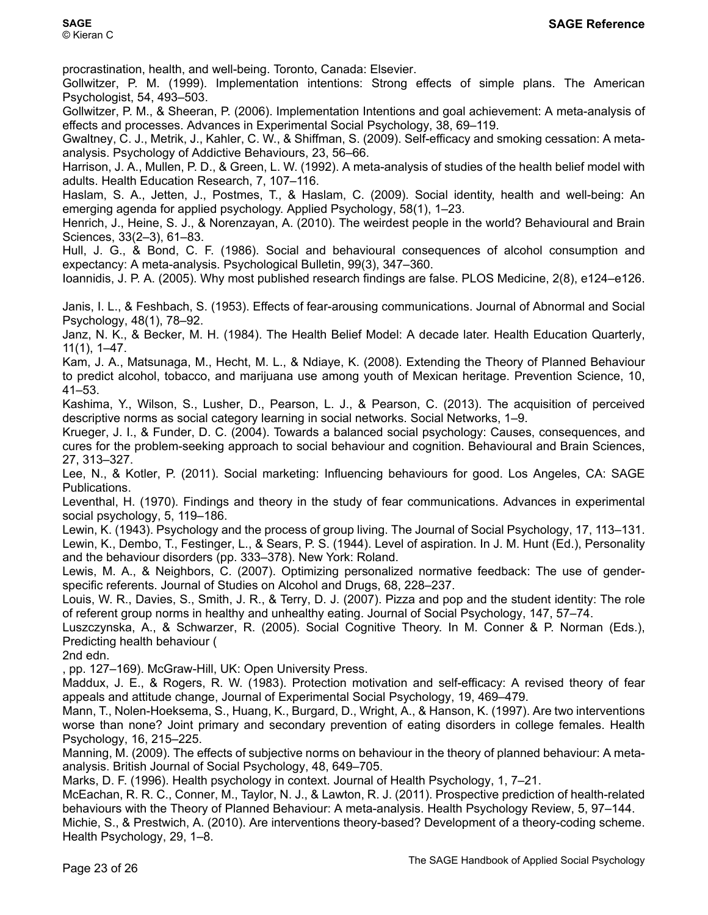procrastination, health, and well-being. Toronto, Canada: Elsevier.

Gollwitzer, P. M. (1999). Implementation intentions: Strong effects of simple plans. The American Psychologist, 54, 493–503.

Gollwitzer, P. M., & Sheeran, P. (2006). Implementation Intentions and goal achievement: A meta-analysis of effects and processes. Advances in Experimental Social Psychology, 38, 69–119.

Gwaltney, C. J., Metrik, J., Kahler, C. W., & Shiffman, S. (2009). Self-efficacy and smoking cessation: A meta-analysis. Psychology of Addictive Behaviours, 23, 56–66.

Harrison, J. A., Mullen, P. D., & Green, L. W. (1992). A meta-analysis of studies of the health belief model with adults. Health Education Research, 7, 107–116.

Haslam, S. A., Jetten, J., Postmes, T., & Haslam, C. (2009). Social identity, health and well-being: An emerging agenda for applied psychology. Applied Psychology, 58(1), 1–23.

Henrich, J., Heine, S. J., & Norenzayan, A. (2010). The weirdest people in the world? Behavioural and Brain Sciences, 33(2–3), 61–83.

Hull, J. G., & Bond, C. F. (1986). Social and behavioural consequences of alcohol consumption and expectancy: A meta-analysis. Psychological Bulletin, 99(3), 347–360.

Ioannidis, J. P. A. (2005). Why most published research findings are false. PLOS Medicine, 2(8), e124–e126.

Janis, I. L., & Feshbach, S. (1953). Effects of fear-arousing communications. Journal of Abnormal and Social Psychology, 48(1), 78–92.

Janz, N. K., & Becker, M. H. (1984). The Health Belief Model: A decade later. Health Education Quarterly, 11(1), 1–47.

Kam, J. A., Matsunaga, M., Hecht, M. L., & Ndiaye, K. (2008). Extending the Theory of Planned Behaviour to predict alcohol, tobacco, and marijuana use among youth of Mexican heritage. Prevention Science, 10, 41–53.

Kashima, Y., Wilson, S., Lusher, D., Pearson, L. J., & Pearson, C. (2013). The acquisition of perceived descriptive norms as social category learning in social networks. Social Networks, 1–9.

Krueger, J. I., & Funder, D. C. (2004). Towards a balanced social psychology: Causes, consequences, and cures for the problem-seeking approach to social behaviour and cognition. Behavioural and Brain Sciences, 27, 313–327.

Lee, N., & Kotler, P. (2011). Social marketing: Influencing behaviours for good. Los Angeles, CA: SAGE Publications.

Leventhal, H. (1970). Findings and theory in the study of fear communications. Advances in experimental social psychology, 5, 119–186.

Lewin, K. (1943). Psychology and the process of group living. The Journal of Social Psychology, 17, 113–131.

Lewin, K., Dembo, T., Festinger, L., & Sears, P. S. (1944). Level of aspiration. In J. M. Hunt (Ed.), Personality and the behaviour disorders (pp. 333–378). New York: Roland.

Lewis, M. A., & Neighbors, C. (2007). Optimizing personalized normative feedback: The use of gender-specific referents. Journal of Studies on Alcohol and Drugs, 68, 228–237.

Louis, W. R., Davies, S., Smith, J. R., & Terry, D. J. (2007). Pizza and pop and the student identity: The role of referent group norms in healthy and unhealthy eating. Journal of Social Psychology, 147, 57–74.

Luszczynska, A., & Schwarzer, R. (2005). Social Cognitive Theory. In M. Conner & P. Norman (Eds.), Predicting health behaviour (
2nd edn.
, pp. 127–169). McGraw-Hill, UK: Open University Press.

Maddux, J. E., & Rogers, R. W. (1983). Protection motivation and self-efficacy: A revised theory of fear appeals and attitude change, Journal of Experimental Social Psychology, 19, 469–479.

Mann, T., Nolen-Hoeksema, S., Huang, K., Burgard, D., Wright, A., & Hanson, K. (1997). Are two interventions worse than none? Joint primary and secondary prevention of eating disorders in college females. Health Psychology, 16, 215–225.

Manning, M. (2009). The effects of subjective norms on behaviour in the theory of planned behaviour: A meta-analysis. British Journal of Social Psychology, 48, 649–705.

Marks, D. F. (1996). Health psychology in context. Journal of Health Psychology, 1, 7–21.

McEachan, R. R. C., Conner, M., Taylor, N. J., & Lawton, R. J. (2011). Prospective prediction of health-related behaviours with the Theory of Planned Behaviour: A meta-analysis. Health Psychology Review, 5, 97–144.

Michie, S., & Prestwich, A. (2010). Are interventions theory-based? Development of a theory-coding scheme. Health Psychology, 29, 1–8.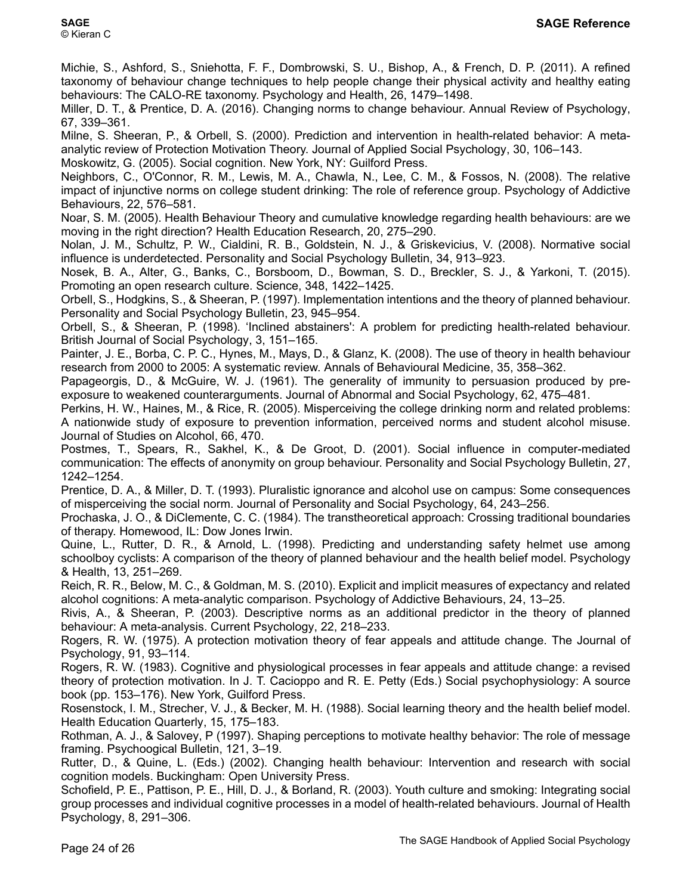Michie, S., Ashford, S., Sniehotta, F. F., Dombrowski, S. U., Bishop, A., & French, D. P. (2011). A refined taxonomy of behaviour change techniques to help people change their physical activity and healthy eating behaviours: The CALO-RE taxonomy. Psychology and Health, 26, 1479–1498.

Miller, D. T., & Prentice, D. A. (2016). Changing norms to change behaviour. Annual Review of Psychology, 67, 339–361.

Milne, S. Sheeran, P., & Orbell, S. (2000). Prediction and intervention in health-related behavior: A meta-analytic review of Protection Motivation Theory. Journal of Applied Social Psychology, 30, 106–143.

Moskowitz, G. (2005). Social cognition. New York, NY: Guilford Press.

Neighbors, C., O'Connor, R. M., Lewis, M. A., Chawla, N., Lee, C. M., & Fossos, N. (2008). The relative impact of injunctive norms on college student drinking: The role of reference group. Psychology of Addictive Behaviours, 22, 576–581.

Noar, S. M. (2005). Health Behaviour Theory and cumulative knowledge regarding health behaviours: are we moving in the right direction? Health Education Research, 20, 275–290.

Nolan, J. M., Schultz, P. W., Cialdini, R. B., Goldstein, N. J., & Griskevicius, V. (2008). Normative social influence is underdetected. Personality and Social Psychology Bulletin, 34, 913–923.

Nosek, B. A., Alter, G., Banks, C., Borsboom, D., Bowman, S. D., Breckler, S. J., & Yarkoni, T. (2015). Promoting an open research culture. Science, 348, 1422–1425.

Orbell, S., Hodgkins, S., & Sheeran, P. (1997). Implementation intentions and the theory of planned behaviour. Personality and Social Psychology Bulletin, 23, 945–954.

Orbell, S., & Sheeran, P. (1998). 'Inclined abstainers': A problem for predicting health-related behaviour. British Journal of Social Psychology, 3, 151–165.

Painter, J. E., Borba, C. P. C., Hynes, M., Mays, D., & Glanz, K. (2008). The use of theory in health behaviour research from 2000 to 2005: A systematic review. Annals of Behavioural Medicine, 35, 358–362.

Papageorgis, D., & McGuire, W. J. (1961). The generality of immunity to persuasion produced by pre-exposure to weakened counterarguments. Journal of Abnormal and Social Psychology, 62, 475–481.

Perkins, H. W., Haines, M., & Rice, R. (2005). Misperceiving the college drinking norm and related problems: A nationwide study of exposure to prevention information, perceived norms and student alcohol misuse. Journal of Studies on Alcohol, 66, 470.

Postmes, T., Spears, R., Sakhel, K., & De Groot, D. (2001). Social influence in computer-mediated communication: The effects of anonymity on group behaviour. Personality and Social Psychology Bulletin, 27, 1242–1254.

Prentice, D. A., & Miller, D. T. (1993). Pluralistic ignorance and alcohol use on campus: Some consequences of misperceiving the social norm. Journal of Personality and Social Psychology, 64, 243–256.

Prochaska, J. O., & DiClemente, C. C. (1984). The transtheoretical approach: Crossing traditional boundaries of therapy. Homewood, IL: Dow Jones Irwin.

Quine, L., Rutter, D. R., & Arnold, L. (1998). Predicting and understanding safety helmet use among schoolboy cyclists: A comparison of the theory of planned behaviour and the health belief model. Psychology & Health, 13, 251–269.

Reich, R. R., Below, M. C., & Goldman, M. S. (2010). Explicit and implicit measures of expectancy and related alcohol cognitions: A meta-analytic comparison. Psychology of Addictive Behaviours, 24, 13–25.

Rivis, A., & Sheeran, P. (2003). Descriptive norms as an additional predictor in the theory of planned behaviour: A meta-analysis. Current Psychology, 22, 218–233.

Rogers, R. W. (1975). A protection motivation theory of fear appeals and attitude change. The Journal of Psychology, 91, 93–114.

Rogers, R. W. (1983). Cognitive and physiological processes in fear appeals and attitude change: a revised theory of protection motivation. In J. T. Cacioppo and R. E. Petty (Eds.) Social psychophysiology: A source book (pp. 153–176). New York, Guilford Press.

Rosenstock, I. M., Strecher, V. J., & Becker, M. H. (1988). Social learning theory and the health belief model. Health Education Quarterly, 15, 175–183.

Rothman, A. J., & Salovey, P (1997). Shaping perceptions to motivate healthy behavior: The role of message framing. Psychoogical Bulletin, 121, 3–19.

Rutter, D., & Quine, L. (Eds.) (2002). Changing health behaviour: Intervention and research with social cognition models. Buckingham: Open University Press.

Schofield, P. E., Pattison, P. E., Hill, D. J., & Borland, R. (2003). Youth culture and smoking: Integrating social group processes and individual cognitive processes in a model of health-related behaviours. Journal of Health Psychology, 8, 291–306.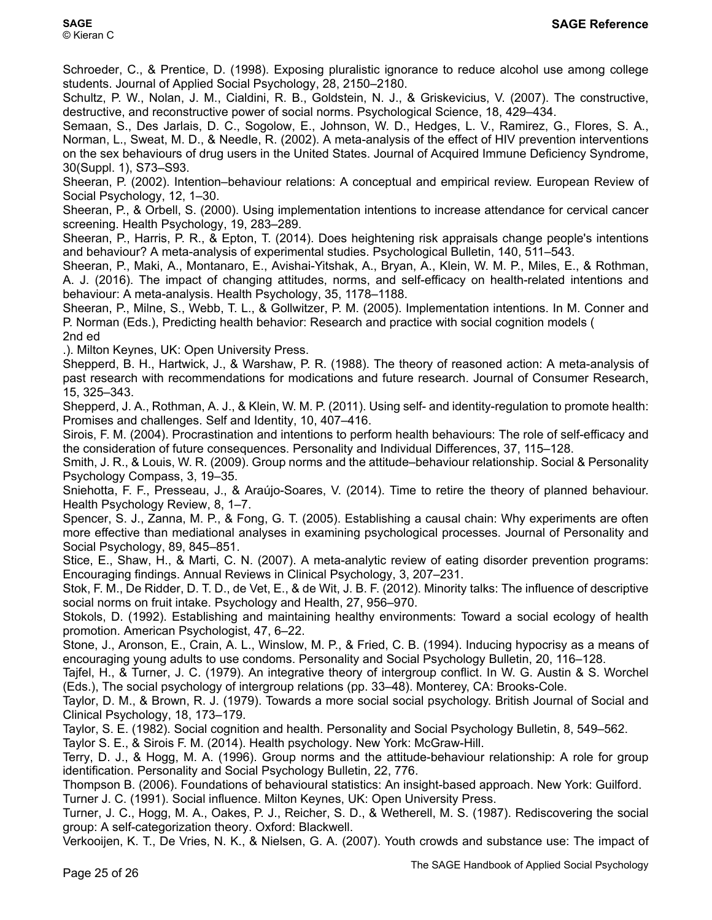Schroeder, C., & Prentice, D. (1998). Exposing pluralistic ignorance to reduce alcohol use among college students. Journal of Applied Social Psychology, 28, 2150–2180.

Schultz, P. W., Nolan, J. M., Cialdini, R. B., Goldstein, N. J., & Griskevicius, V. (2007). The constructive, destructive, and reconstructive power of social norms. Psychological Science, 18, 429–434.

Semaan, S., Des Jarlais, D. C., Sogolow, E., Johnson, W. D., Hedges, L. V., Ramirez, G., Flores, S. A., Norman, L., Sweat, M. D., & Needle, R. (2002). A meta-analysis of the effect of HIV prevention interventions on the sex behaviours of drug users in the United States. Journal of Acquired Immune Deficiency Syndrome, 30(Suppl. 1), S73–S93.

Sheeran, P. (2002). Intention–behaviour relations: A conceptual and empirical review. European Review of Social Psychology, 12, 1–30.

Sheeran, P., & Orbell, S. (2000). Using implementation intentions to increase attendance for cervical cancer screening. Health Psychology, 19, 283–289.

Sheeran, P., Harris, P. R., & Epton, T. (2014). Does heightening risk appraisals change people's intentions and behaviour? A meta-analysis of experimental studies. Psychological Bulletin, 140, 511–543.

Sheeran, P., Maki, A., Montanaro, E., Avishai-Yitshak, A., Bryan, A., Klein, W. M. P., Miles, E., & Rothman, A. J. (2016). The impact of changing attitudes, norms, and self-efficacy on health-related intentions and behaviour: A meta-analysis. Health Psychology, 35, 1178–1188.

Sheeran, P., Milne, S., Webb, T. L., & Gollwitzer, P. M. (2005). Implementation intentions. In M. Conner and P. Norman (Eds.), Predicting health behavior: Research and practice with social cognition models ( 2nd ed .). Milton Keynes, UK: Open University Press.

Shepperd, B. H., Hartwick, J., & Warshaw, P. R. (1988). The theory of reasoned action: A meta-analysis of past research with recommendations for modications and future research. Journal of Consumer Research, 15, 325–343.

Shepperd, J. A., Rothman, A. J., & Klein, W. M. P. (2011). Using self- and identity-regulation to promote health: Promises and challenges. Self and Identity, 10, 407–416.

Sirois, F. M. (2004). Procrastination and intentions to perform health behaviours: The role of self-efficacy and the consideration of future consequences. Personality and Individual Differences, 37, 115–128.

Smith, J. R., & Louis, W. R. (2009). Group norms and the attitude–behaviour relationship. Social & Personality Psychology Compass, 3, 19–35.

Sniehotta, F. F., Presseau, J., & Araújo-Soares, V. (2014). Time to retire the theory of planned behaviour. Health Psychology Review, 8, 1–7.

Spencer, S. J., Zanna, M. P., & Fong, G. T. (2005). Establishing a causal chain: Why experiments are often more effective than mediational analyses in examining psychological processes. Journal of Personality and Social Psychology, 89, 845–851.

Stice, E., Shaw, H., & Marti, C. N. (2007). A meta-analytic review of eating disorder prevention programs: Encouraging findings. Annual Reviews in Clinical Psychology, 3, 207–231.

Stok, F. M., De Ridder, D. T. D., de Vet, E., & de Wit, J. B. F. (2012). Minority talks: The influence of descriptive social norms on fruit intake. Psychology and Health, 27, 956–970.

Stokols, D. (1992). Establishing and maintaining healthy environments: Toward a social ecology of health promotion. American Psychologist, 47, 6–22.

Stone, J., Aronson, E., Crain, A. L., Winslow, M. P., & Fried, C. B. (1994). Inducing hypocrisy as a means of encouraging young adults to use condoms. Personality and Social Psychology Bulletin, 20, 116–128.

Tajfel, H., & Turner, J. C. (1979). An integrative theory of intergroup conflict. In W. G. Austin & S. Worchel (Eds.), The social psychology of intergroup relations (pp. 33–48). Monterey, CA: Brooks-Cole.

Taylor, D. M., & Brown, R. J. (1979). Towards a more social social psychology. British Journal of Social and Clinical Psychology, 18, 173–179.

Taylor, S. E. (1982). Social cognition and health. Personality and Social Psychology Bulletin, 8, 549–562.

Taylor S. E., & Sirois F. M. (2014). Health psychology. New York: McGraw-Hill.

Terry, D. J., & Hogg, M. A. (1996). Group norms and the attitude-behaviour relationship: A role for group identification. Personality and Social Psychology Bulletin, 22, 776.

Thompson B. (2006). Foundations of behavioural statistics: An insight-based approach. New York: Guilford.

Turner J. C. (1991). Social influence. Milton Keynes, UK: Open University Press.

Turner, J. C., Hogg, M. A., Oakes, P. J., Reicher, S. D., & Wetherell, M. S. (1987). Rediscovering the social group: A self-categorization theory. Oxford: Blackwell.

Verkooijen, K. T., De Vries, N. K., & Nielsen, G. A. (2007). Youth crowds and substance use: The impact of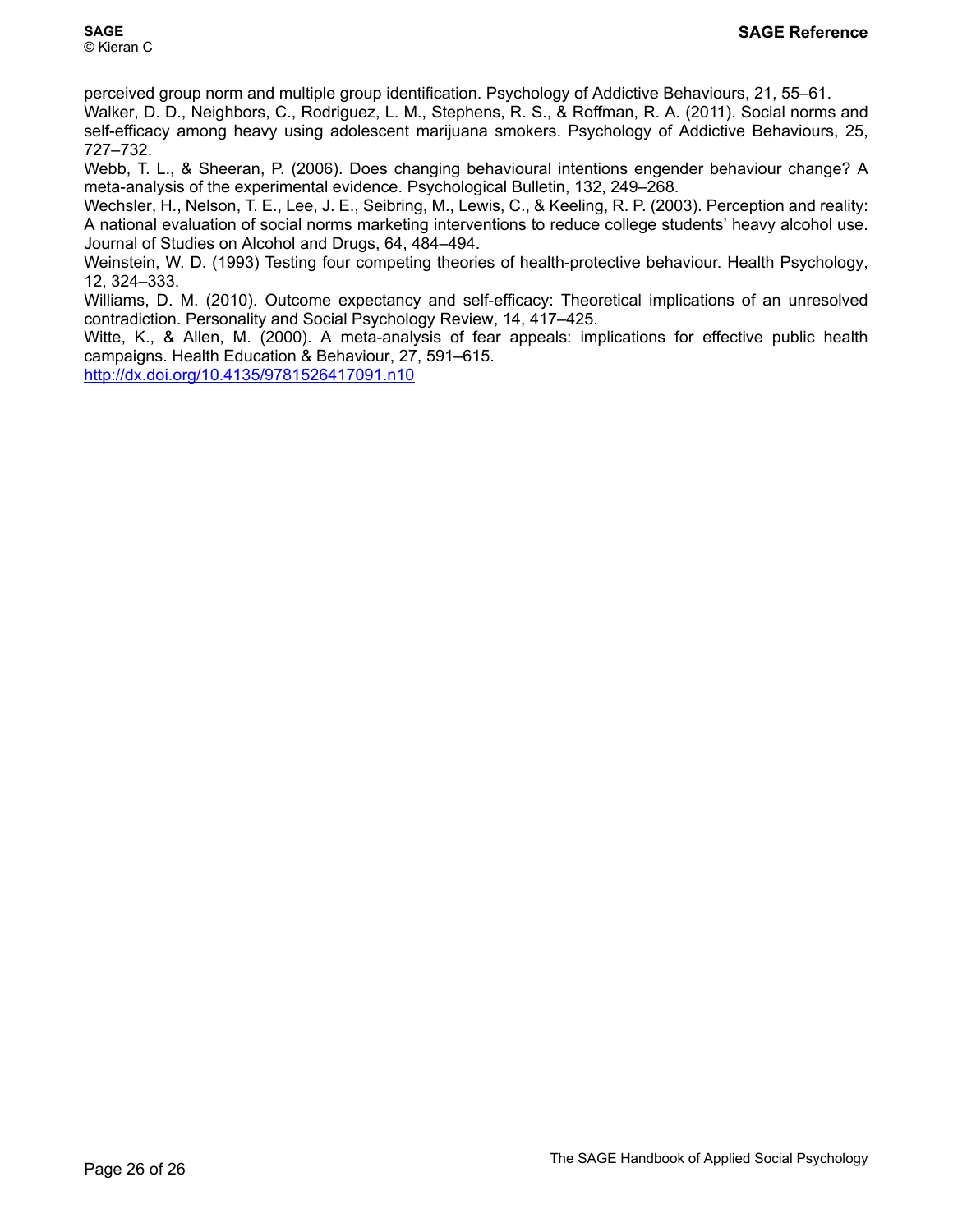perceived group norm and multiple group identification. Psychology of Addictive Behaviours, 21, 55–61.

Walker, D. D., Neighbors, C., Rodriguez, L. M., Stephens, R. S., & Roffman, R. A. (2011). Social norms and self-efficacy among heavy using adolescent marijuana smokers. Psychology of Addictive Behaviours, 25, 727–732.

Webb, T. L., & Sheeran, P. (2006). Does changing behavioural intentions engender behaviour change? A meta-analysis of the experimental evidence. Psychological Bulletin, 132, 249–268.

Wechsler, H., Nelson, T. E., Lee, J. E., Seibring, M., Lewis, C., & Keeling, R. P. (2003). Perception and reality: A national evaluation of social norms marketing interventions to reduce college students' heavy alcohol use. Journal of Studies on Alcohol and Drugs, 64, 484–494.

Weinstein, W. D. (1993) Testing four competing theories of health-protective behaviour. Health Psychology, 12, 324–333.

Williams, D. M. (2010). Outcome expectancy and self-efficacy: Theoretical implications of an unresolved contradiction. Personality and Social Psychology Review, 14, 417–425.

Witte, K., & Allen, M. (2000). A meta-analysis of fear appeals: implications for effective public health campaigns. Health Education & Behaviour, 27, 591–615.

http://dx.doi.org/10.4135/9781526417091.n10